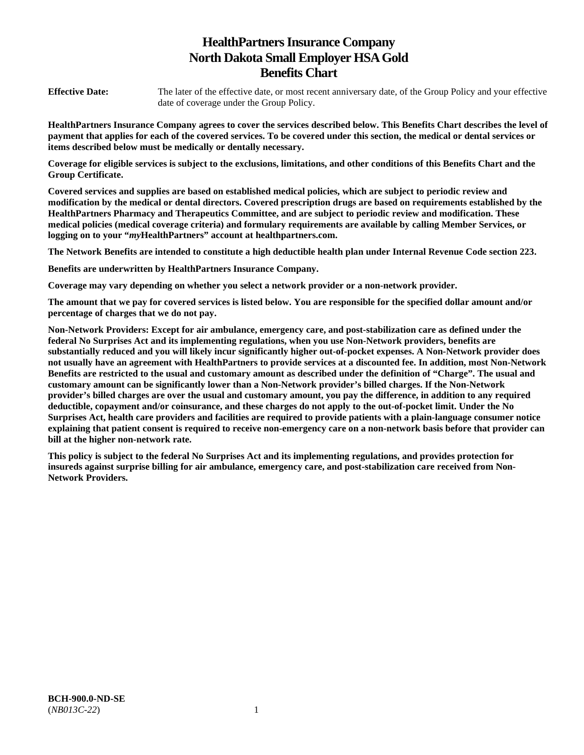# HealthPartners Insurance Company
# North Dakota Small Employer HSA Gold
# Benefits Chart

**Effective Date:** The later of the effective date, or most recent anniversary date, of the Group Policy and your effective date of coverage under the Group Policy.

**HealthPartners Insurance Company agrees to cover the services described below. This Benefits Chart describes the level of payment that applies for each of the covered services. To be covered under this section, the medical or dental services or items described below must be medically or dentally necessary.**

**Coverage for eligible services is subject to the exclusions, limitations, and other conditions of this Benefits Chart and the Group Certificate.**

**Covered services and supplies are based on established medical policies, which are subject to periodic review and modification by the medical or dental directors. Covered prescription drugs are based on requirements established by the HealthPartners Pharmacy and Therapeutics Committee, and are subject to periodic review and modification. These medical policies (medical coverage criteria) and formulary requirements are available by calling Member Services, or logging on to your "*my*HealthPartners" account at healthpartners.com.**

**The Network Benefits are intended to constitute a high deductible health plan under Internal Revenue Code section 223.**

**Benefits are underwritten by HealthPartners Insurance Company.**

**Coverage may vary depending on whether you select a network provider or a non-network provider.**

**The amount that we pay for covered services is listed below. You are responsible for the specified dollar amount and/or percentage of charges that we do not pay.**

**Non-Network Providers: Except for air ambulance, emergency care, and post-stabilization care as defined under the federal No Surprises Act and its implementing regulations, when you use Non-Network providers, benefits are substantially reduced and you will likely incur significantly higher out-of-pocket expenses. A Non-Network provider does not usually have an agreement with HealthPartners to provide services at a discounted fee. In addition, most Non-Network Benefits are restricted to the usual and customary amount as described under the definition of "Charge". The usual and customary amount can be significantly lower than a Non-Network provider's billed charges. If the Non-Network provider's billed charges are over the usual and customary amount, you pay the difference, in addition to any required deductible, copayment and/or coinsurance, and these charges do not apply to the out-of-pocket limit. Under the No Surprises Act, health care providers and facilities are required to provide patients with a plain-language consumer notice explaining that patient consent is required to receive non-emergency care on a non-network basis before that provider can bill at the higher non-network rate.**

**This policy is subject to the federal No Surprises Act and its implementing regulations, and provides protection for insureds against surprise billing for air ambulance, emergency care, and post-stabilization care received from Non-Network Providers.**

**BCH-900.0-ND-SE**
(*NB013C-22*)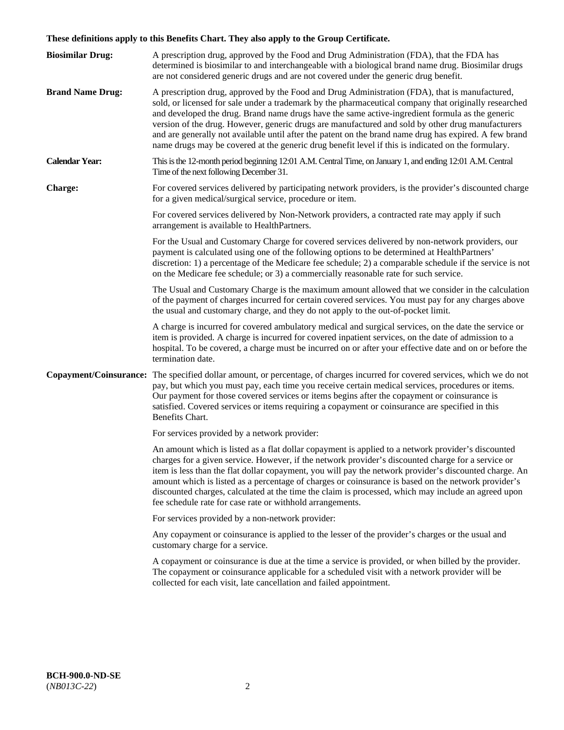**These definitions apply to this Benefits Chart. They also apply to the Group Certificate.**

**Biosimilar Drug:** A prescription drug, approved by the Food and Drug Administration (FDA), that the FDA has determined is biosimilar to and interchangeable with a biological brand name drug. Biosimilar drugs are not considered generic drugs and are not covered under the generic drug benefit.

**Brand Name Drug:** A prescription drug, approved by the Food and Drug Administration (FDA), that is manufactured, sold, or licensed for sale under a trademark by the pharmaceutical company that originally researched and developed the drug. Brand name drugs have the same active-ingredient formula as the generic version of the drug. However, generic drugs are manufactured and sold by other drug manufacturers and are generally not available until after the patent on the brand name drug has expired. A few brand name drugs may be covered at the generic drug benefit level if this is indicated on the formulary.

**Calendar Year:** This is the 12-month period beginning 12:01 A.M. Central Time, on January 1, and ending 12:01 A.M. Central Time of the next following December 31.

**Charge:** For covered services delivered by participating network providers, is the provider's discounted charge for a given medical/surgical service, procedure or item.

For covered services delivered by Non-Network providers, a contracted rate may apply if such arrangement is available to HealthPartners.

For the Usual and Customary Charge for covered services delivered by non-network providers, our payment is calculated using one of the following options to be determined at HealthPartners' discretion: 1) a percentage of the Medicare fee schedule; 2) a comparable schedule if the service is not on the Medicare fee schedule; or 3) a commercially reasonable rate for such service.

The Usual and Customary Charge is the maximum amount allowed that we consider in the calculation of the payment of charges incurred for certain covered services. You must pay for any charges above the usual and customary charge, and they do not apply to the out-of-pocket limit.

A charge is incurred for covered ambulatory medical and surgical services, on the date the service or item is provided. A charge is incurred for covered inpatient services, on the date of admission to a hospital. To be covered, a charge must be incurred on or after your effective date and on or before the termination date.

**Copayment/Coinsurance:** The specified dollar amount, or percentage, of charges incurred for covered services, which we do not pay, but which you must pay, each time you receive certain medical services, procedures or items. Our payment for those covered services or items begins after the copayment or coinsurance is satisfied. Covered services or items requiring a copayment or coinsurance are specified in this Benefits Chart.

For services provided by a network provider:

An amount which is listed as a flat dollar copayment is applied to a network provider's discounted charges for a given service. However, if the network provider's discounted charge for a service or item is less than the flat dollar copayment, you will pay the network provider's discounted charge. An amount which is listed as a percentage of charges or coinsurance is based on the network provider's discounted charges, calculated at the time the claim is processed, which may include an agreed upon fee schedule rate for case rate or withhold arrangements.

For services provided by a non-network provider:

Any copayment or coinsurance is applied to the lesser of the provider's charges or the usual and customary charge for a service.

A copayment or coinsurance is due at the time a service is provided, or when billed by the provider. The copayment or coinsurance applicable for a scheduled visit with a network provider will be collected for each visit, late cancellation and failed appointment.

**BCH-900.0-ND-SE**
(*NB013C-22*)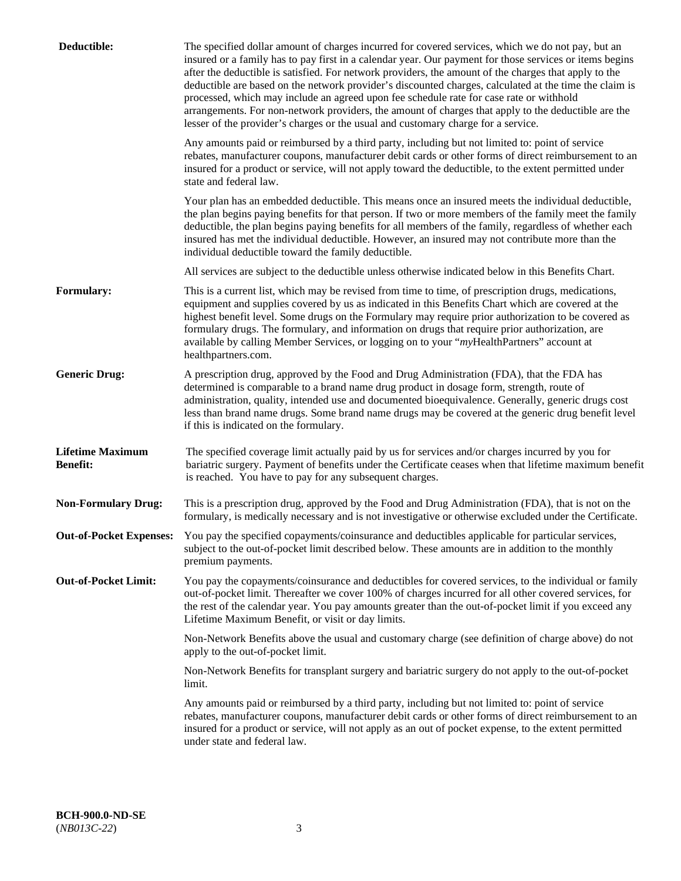**Deductible:** The specified dollar amount of charges incurred for covered services, which we do not pay, but an insured or a family has to pay first in a calendar year. Our payment for those services or items begins after the deductible is satisfied. For network providers, the amount of the charges that apply to the deductible are based on the network provider's discounted charges, calculated at the time the claim is processed, which may include an agreed upon fee schedule rate for case rate or withhold arrangements. For non-network providers, the amount of charges that apply to the deductible are the lesser of the provider's charges or the usual and customary charge for a service.

Any amounts paid or reimbursed by a third party, including but not limited to: point of service rebates, manufacturer coupons, manufacturer debit cards or other forms of direct reimbursement to an insured for a product or service, will not apply toward the deductible, to the extent permitted under state and federal law.

Your plan has an embedded deductible. This means once an insured meets the individual deductible, the plan begins paying benefits for that person. If two or more members of the family meet the family deductible, the plan begins paying benefits for all members of the family, regardless of whether each insured has met the individual deductible. However, an insured may not contribute more than the individual deductible toward the family deductible.

All services are subject to the deductible unless otherwise indicated below in this Benefits Chart.

**Formulary:** This is a current list, which may be revised from time to time, of prescription drugs, medications, equipment and supplies covered by us as indicated in this Benefits Chart which are covered at the highest benefit level. Some drugs on the Formulary may require prior authorization to be covered as formulary drugs. The formulary, and information on drugs that require prior authorization, are available by calling Member Services, or logging on to your "*my*HealthPartners" account at healthpartners.com.

**Generic Drug:** A prescription drug, approved by the Food and Drug Administration (FDA), that the FDA has determined is comparable to a brand name drug product in dosage form, strength, route of administration, quality, intended use and documented bioequivalence. Generally, generic drugs cost less than brand name drugs. Some brand name drugs may be covered at the generic drug benefit level if this is indicated on the formulary.

**Lifetime Maximum Benefit:** The specified coverage limit actually paid by us for services and/or charges incurred by you for bariatric surgery. Payment of benefits under the Certificate ceases when that lifetime maximum benefit is reached. You have to pay for any subsequent charges.

**Non-Formulary Drug:** This is a prescription drug, approved by the Food and Drug Administration (FDA), that is not on the formulary, is medically necessary and is not investigative or otherwise excluded under the Certificate.

**Out-of-Pocket Expenses:** You pay the specified copayments/coinsurance and deductibles applicable for particular services, subject to the out-of-pocket limit described below. These amounts are in addition to the monthly premium payments.

**Out-of-Pocket Limit:** You pay the copayments/coinsurance and deductibles for covered services, to the individual or family out-of-pocket limit. Thereafter we cover 100% of charges incurred for all other covered services, for the rest of the calendar year. You pay amounts greater than the out-of-pocket limit if you exceed any Lifetime Maximum Benefit, or visit or day limits.

Non-Network Benefits above the usual and customary charge (see definition of charge above) do not apply to the out-of-pocket limit.

Non-Network Benefits for transplant surgery and bariatric surgery do not apply to the out-of-pocket limit.

Any amounts paid or reimbursed by a third party, including but not limited to: point of service rebates, manufacturer coupons, manufacturer debit cards or other forms of direct reimbursement to an insured for a product or service, will not apply as an out of pocket expense, to the extent permitted under state and federal law.

**BCH-900.0-ND-SE**
(*NB013C-22*)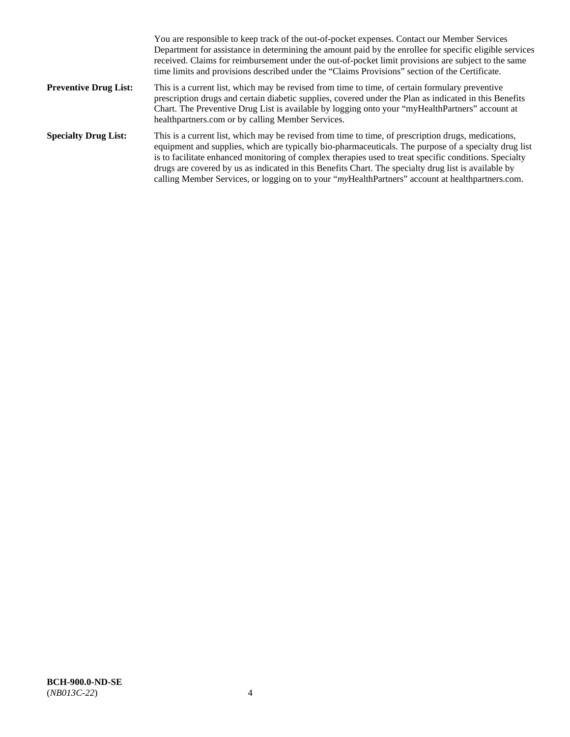You are responsible to keep track of the out-of-pocket expenses. Contact our Member Services Department for assistance in determining the amount paid by the enrollee for specific eligible services received. Claims for reimbursement under the out-of-pocket limit provisions are subject to the same time limits and provisions described under the “Claims Provisions” section of the Certificate.

**Preventive Drug List:** This is a current list, which may be revised from time to time, of certain formulary preventive prescription drugs and certain diabetic supplies, covered under the Plan as indicated in this Benefits Chart. The Preventive Drug List is available by logging onto your “myHealthPartners” account at healthpartners.com or by calling Member Services.

**Specialty Drug List:** This is a current list, which may be revised from time to time, of prescription drugs, medications, equipment and supplies, which are typically bio-pharmaceuticals. The purpose of a specialty drug list is to facilitate enhanced monitoring of complex therapies used to treat specific conditions. Specialty drugs are covered by us as indicated in this Benefits Chart. The specialty drug list is available by calling Member Services, or logging on to your “*my*HealthPartners” account at healthpartners.com.

**BCH-900.0-ND-SE**
(*NB013C-22*)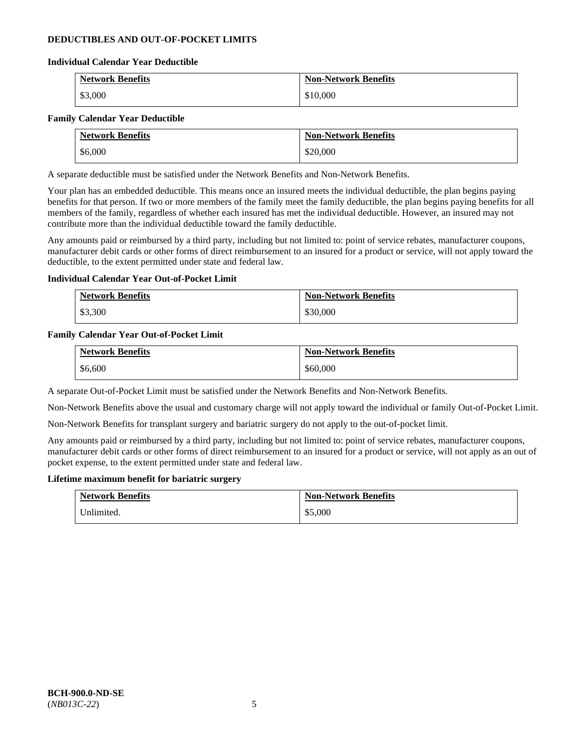## DEDUCTIBLES AND OUT-OF-POCKET LIMITS

### Individual Calendar Year Deductible

| Network Benefits | Non-Network Benefits |
| --- | --- |
| $3,000 | $10,000 |

### Family Calendar Year Deductible

| Network Benefits | Non-Network Benefits |
| --- | --- |
| $6,000 | $20,000 |

A separate deductible must be satisfied under the Network Benefits and Non-Network Benefits.

Your plan has an embedded deductible. This means once an insured meets the individual deductible, the plan begins paying benefits for that person. If two or more members of the family meet the family deductible, the plan begins paying benefits for all members of the family, regardless of whether each insured has met the individual deductible. However, an insured may not contribute more than the individual deductible toward the family deductible.

Any amounts paid or reimbursed by a third party, including but not limited to: point of service rebates, manufacturer coupons, manufacturer debit cards or other forms of direct reimbursement to an insured for a product or service, will not apply toward the deductible, to the extent permitted under state and federal law.

### Individual Calendar Year Out-of-Pocket Limit

| Network Benefits | Non-Network Benefits |
| --- | --- |
| $3,300 | $30,000 |

### Family Calendar Year Out-of-Pocket Limit

| Network Benefits | Non-Network Benefits |
| --- | --- |
| $6,600 | $60,000 |

A separate Out-of-Pocket Limit must be satisfied under the Network Benefits and Non-Network Benefits.

Non-Network Benefits above the usual and customary charge will not apply toward the individual or family Out-of-Pocket Limit.

Non-Network Benefits for transplant surgery and bariatric surgery do not apply to the out-of-pocket limit.

Any amounts paid or reimbursed by a third party, including but not limited to: point of service rebates, manufacturer coupons, manufacturer debit cards or other forms of direct reimbursement to an insured for a product or service, will not apply as an out of pocket expense, to the extent permitted under state and federal law.

### Lifetime maximum benefit for bariatric surgery

| Network Benefits | Non-Network Benefits |
| --- | --- |
| Unlimited. | $5,000 |

**BCH-900.0-ND-SE**
(*NB013C-22*)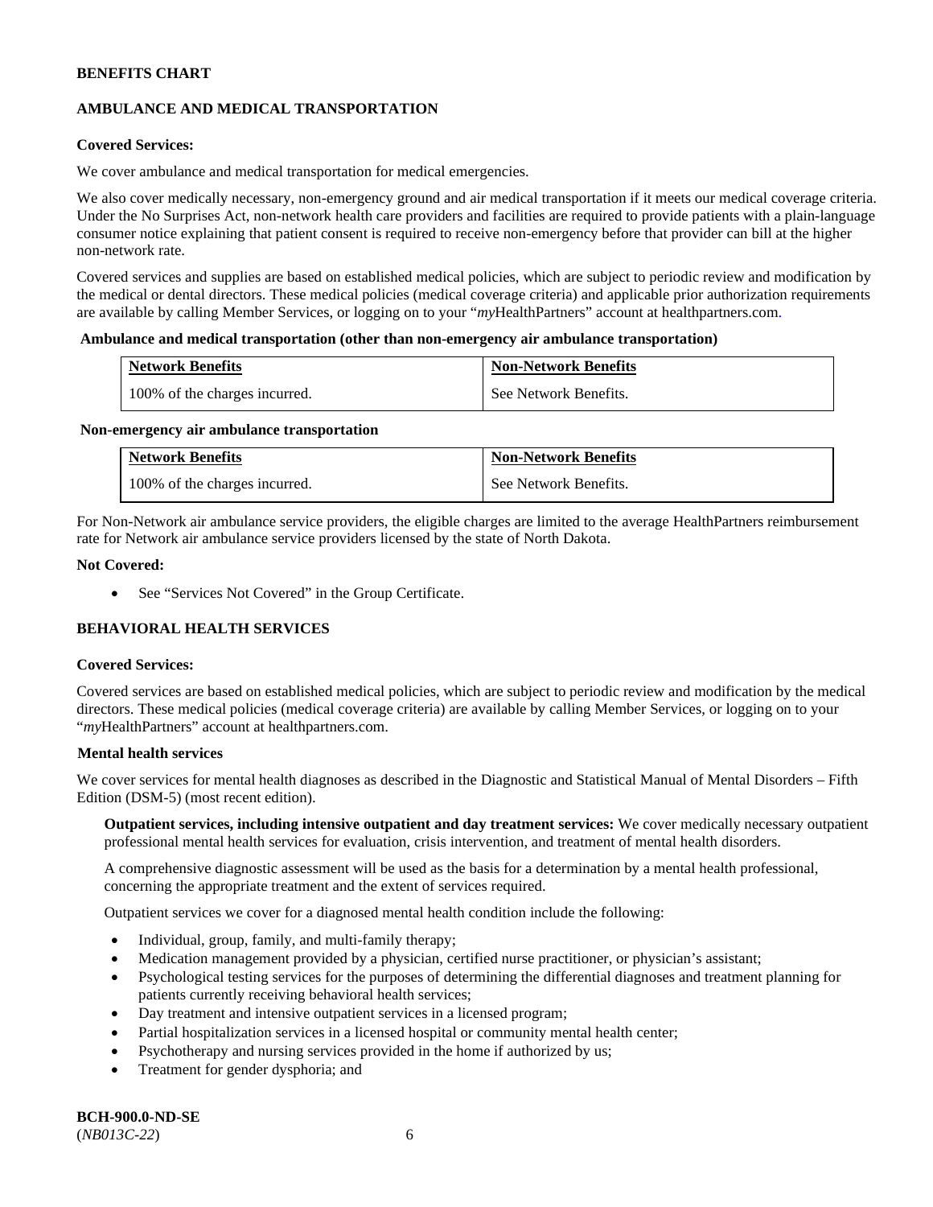**BENEFITS CHART**

**AMBULANCE AND MEDICAL TRANSPORTATION**

**Covered Services:**

We cover ambulance and medical transportation for medical emergencies.

We also cover medically necessary, non-emergency ground and air medical transportation if it meets our medical coverage criteria. Under the No Surprises Act, non-network health care providers and facilities are required to provide patients with a plain-language consumer notice explaining that patient consent is required to receive non-emergency before that provider can bill at the higher non-network rate.

Covered services and supplies are based on established medical policies, which are subject to periodic review and modification by the medical or dental directors. These medical policies (medical coverage criteria) and applicable prior authorization requirements are available by calling Member Services, or logging on to your "*my*HealthPartners" account at healthpartners.com.

**Ambulance and medical transportation (other than non-emergency air ambulance transportation)**

| Network Benefits | Non-Network Benefits |
|---|---|
| 100% of the charges incurred. | See Network Benefits. |

**Non-emergency air ambulance transportation**

| Network Benefits | Non-Network Benefits |
|---|---|
| 100% of the charges incurred. | See Network Benefits. |

For Non-Network air ambulance service providers, the eligible charges are limited to the average HealthPartners reimbursement rate for Network air ambulance service providers licensed by the state of North Dakota.

**Not Covered:**

- See "Services Not Covered" in the Group Certificate.

**BEHAVIORAL HEALTH SERVICES**

**Covered Services:**

Covered services are based on established medical policies, which are subject to periodic review and modification by the medical directors. These medical policies (medical coverage criteria) are available by calling Member Services, or logging on to your "*my*HealthPartners" account at healthpartners.com.

**Mental health services**

We cover services for mental health diagnoses as described in the Diagnostic and Statistical Manual of Mental Disorders – Fifth Edition (DSM-5) (most recent edition).

**Outpatient services, including intensive outpatient and day treatment services:** We cover medically necessary outpatient professional mental health services for evaluation, crisis intervention, and treatment of mental health disorders.

A comprehensive diagnostic assessment will be used as the basis for a determination by a mental health professional, concerning the appropriate treatment and the extent of services required.

Outpatient services we cover for a diagnosed mental health condition include the following:

- Individual, group, family, and multi-family therapy;
- Medication management provided by a physician, certified nurse practitioner, or physician's assistant;
- Psychological testing services for the purposes of determining the differential diagnoses and treatment planning for patients currently receiving behavioral health services;
- Day treatment and intensive outpatient services in a licensed program;
- Partial hospitalization services in a licensed hospital or community mental health center;
- Psychotherapy and nursing services provided in the home if authorized by us;
- Treatment for gender dysphoria; and

**BCH-900.0-ND-SE**
(*NB013C-22*)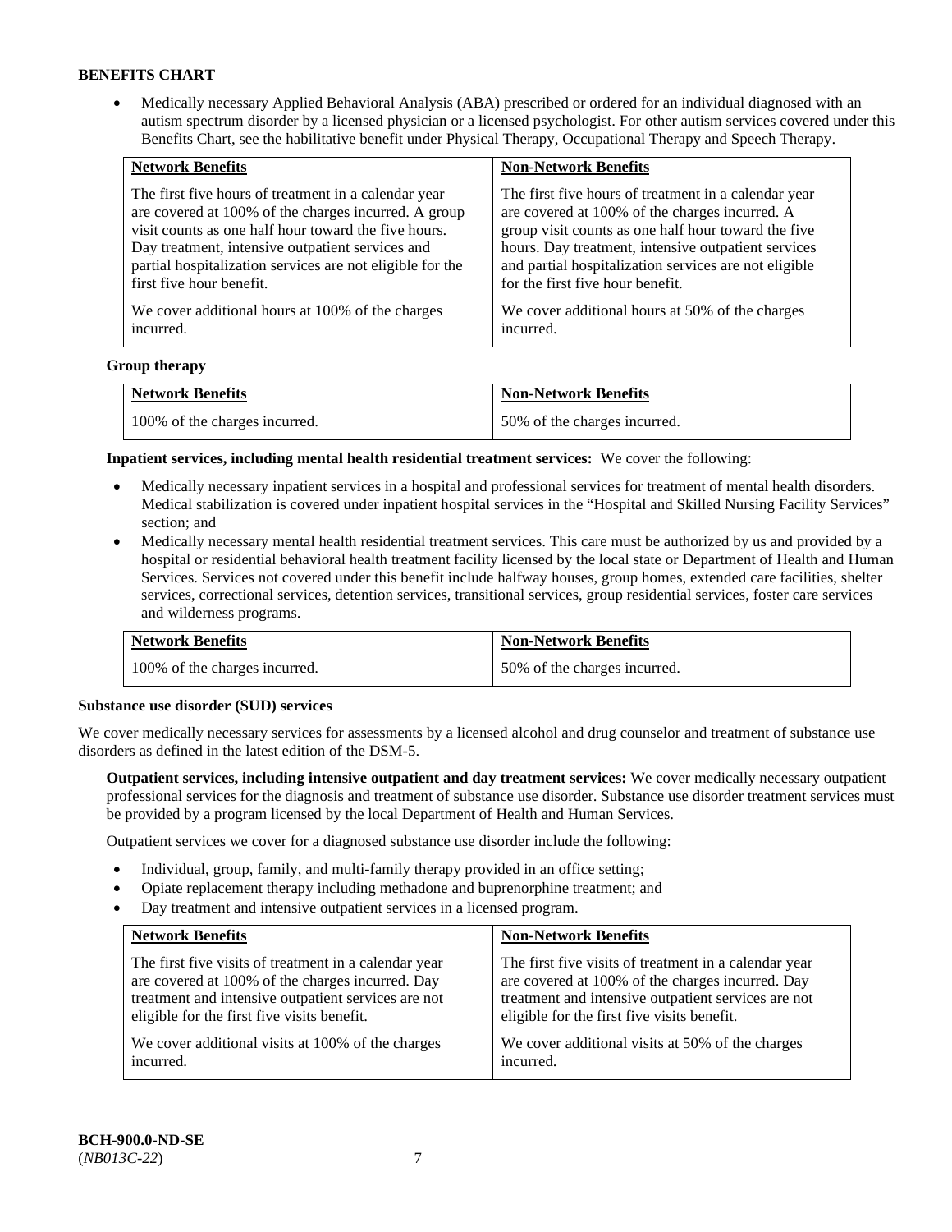**BENEFITS CHART**

- Medically necessary Applied Behavioral Analysis (ABA) prescribed or ordered for an individual diagnosed with an autism spectrum disorder by a licensed physician or a licensed psychologist. For other autism services covered under this Benefits Chart, see the habilitative benefit under Physical Therapy, Occupational Therapy and Speech Therapy.

| Network Benefits | Non-Network Benefits |
|---|---|
| The first five hours of treatment in a calendar year are covered at 100% of the charges incurred. A group visit counts as one half hour toward the five hours. Day treatment, intensive outpatient services and partial hospitalization services are not eligible for the first five hour benefit.<br><br>We cover additional hours at 100% of the charges incurred. | The first five hours of treatment in a calendar year are covered at 100% of the charges incurred. A group visit counts as one half hour toward the five hours. Day treatment, intensive outpatient services and partial hospitalization services are not eligible for the first five hour benefit.<br><br>We cover additional hours at 50% of the charges incurred. |

**Group therapy**

| Network Benefits | Non-Network Benefits |
|---|---|
| 100% of the charges incurred. | 50% of the charges incurred. |

**Inpatient services, including mental health residential treatment services:** We cover the following:

- Medically necessary inpatient services in a hospital and professional services for treatment of mental health disorders. Medical stabilization is covered under inpatient hospital services in the "Hospital and Skilled Nursing Facility Services" section; and
- Medically necessary mental health residential treatment services. This care must be authorized by us and provided by a hospital or residential behavioral health treatment facility licensed by the local state or Department of Health and Human Services. Services not covered under this benefit include halfway houses, group homes, extended care facilities, shelter services, correctional services, detention services, transitional services, group residential services, foster care services and wilderness programs.

| Network Benefits | Non-Network Benefits |
|---|---|
| 100% of the charges incurred. | 50% of the charges incurred. |

**Substance use disorder (SUD) services**

We cover medically necessary services for assessments by a licensed alcohol and drug counselor and treatment of substance use disorders as defined in the latest edition of the DSM-5.

**Outpatient services, including intensive outpatient and day treatment services:** We cover medically necessary outpatient professional services for the diagnosis and treatment of substance use disorder. Substance use disorder treatment services must be provided by a program licensed by the local Department of Health and Human Services.

Outpatient services we cover for a diagnosed substance use disorder include the following:

- Individual, group, family, and multi-family therapy provided in an office setting;
- Opiate replacement therapy including methadone and buprenorphine treatment; and
- Day treatment and intensive outpatient services in a licensed program.

| Network Benefits | Non-Network Benefits |
|---|---|
| The first five visits of treatment in a calendar year are covered at 100% of the charges incurred. Day treatment and intensive outpatient services are not eligible for the first five visits benefit.<br><br>We cover additional visits at 100% of the charges incurred. | The first five visits of treatment in a calendar year are covered at 100% of the charges incurred. Day treatment and intensive outpatient services are not eligible for the first five visits benefit.<br><br>We cover additional visits at 50% of the charges incurred. |

**BCH-900.0-ND-SE**
(*NB013C-22*)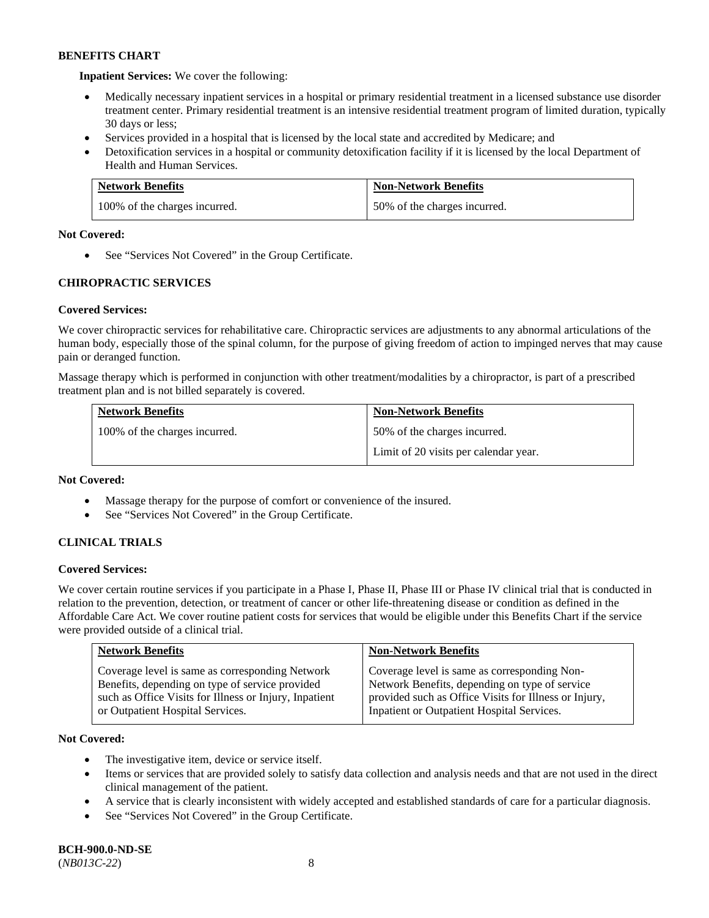**BENEFITS CHART**

**Inpatient Services:** We cover the following:

- Medically necessary inpatient services in a hospital or primary residential treatment in a licensed substance use disorder treatment center. Primary residential treatment is an intensive residential treatment program of limited duration, typically 30 days or less;
- Services provided in a hospital that is licensed by the local state and accredited by Medicare; and
- Detoxification services in a hospital or community detoxification facility if it is licensed by the local Department of Health and Human Services.

| Network Benefits | Non-Network Benefits |
| --- | --- |
| 100% of the charges incurred. | 50% of the charges incurred. |

**Not Covered:**

- See "Services Not Covered" in the Group Certificate.

### CHIROPRACTIC SERVICES

**Covered Services:**

We cover chiropractic services for rehabilitative care. Chiropractic services are adjustments to any abnormal articulations of the human body, especially those of the spinal column, for the purpose of giving freedom of action to impinged nerves that may cause pain or deranged function.

Massage therapy which is performed in conjunction with other treatment/modalities by a chiropractor, is part of a prescribed treatment plan and is not billed separately is covered.

| Network Benefits | Non-Network Benefits |
| --- | --- |
| 100% of the charges incurred. | 50% of the charges incurred.<br>Limit of 20 visits per calendar year. |

**Not Covered:**

- Massage therapy for the purpose of comfort or convenience of the insured.
- See "Services Not Covered" in the Group Certificate.

### CLINICAL TRIALS

**Covered Services:**

We cover certain routine services if you participate in a Phase I, Phase II, Phase III or Phase IV clinical trial that is conducted in relation to the prevention, detection, or treatment of cancer or other life-threatening disease or condition as defined in the Affordable Care Act. We cover routine patient costs for services that would be eligible under this Benefits Chart if the service were provided outside of a clinical trial.

| Network Benefits | Non-Network Benefits |
| --- | --- |
| Coverage level is same as corresponding Network Benefits, depending on type of service provided such as Office Visits for Illness or Injury, Inpatient or Outpatient Hospital Services. | Coverage level is same as corresponding Non-Network Benefits, depending on type of service provided such as Office Visits for Illness or Injury, Inpatient or Outpatient Hospital Services. |

**Not Covered:**

- The investigative item, device or service itself.
- Items or services that are provided solely to satisfy data collection and analysis needs and that are not used in the direct clinical management of the patient.
- A service that is clearly inconsistent with widely accepted and established standards of care for a particular diagnosis.
- See "Services Not Covered" in the Group Certificate.

**BCH-900.0-ND-SE**
(*NB013C-22*)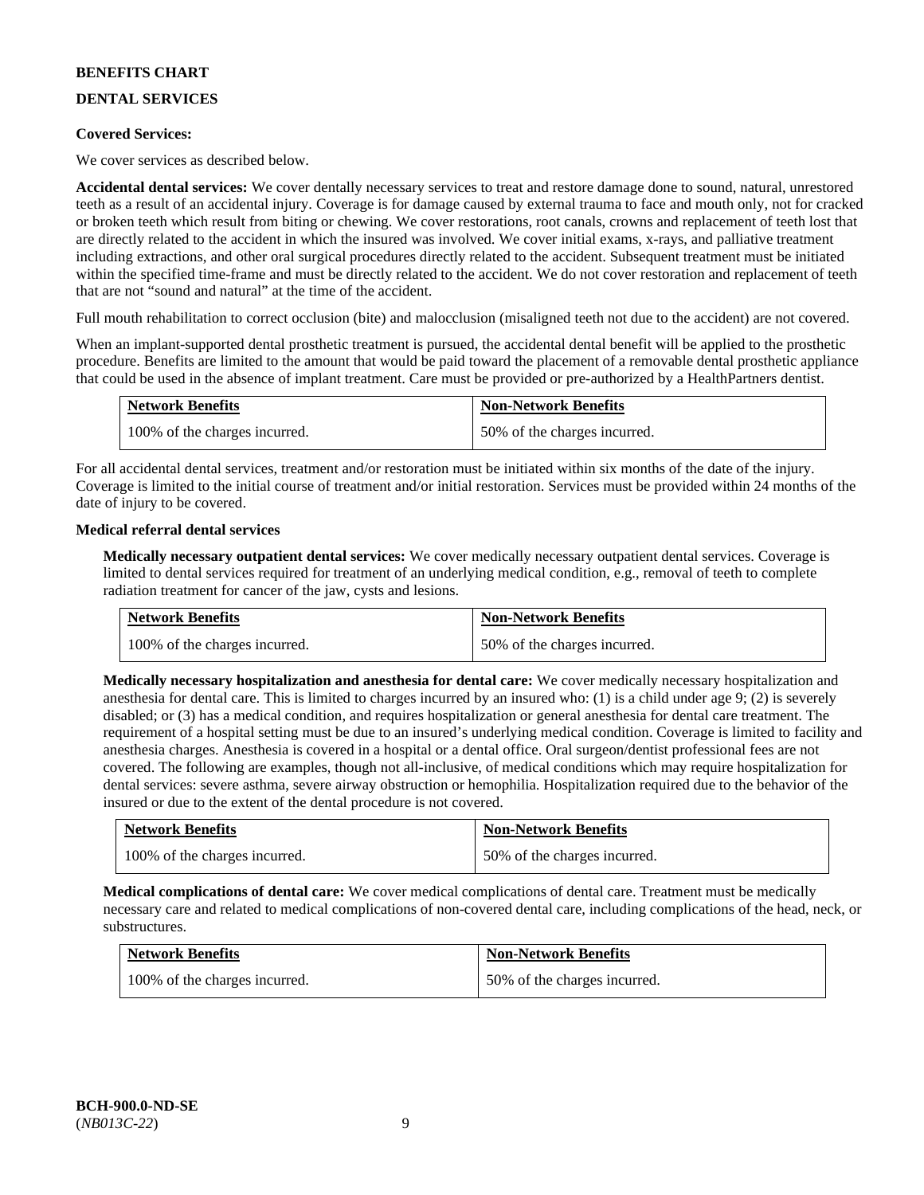# BENEFITS CHART

## DENTAL SERVICES

**Covered Services:**

We cover services as described below.

**Accidental dental services:** We cover dentally necessary services to treat and restore damage done to sound, natural, unrestored teeth as a result of an accidental injury. Coverage is for damage caused by external trauma to face and mouth only, not for cracked or broken teeth which result from biting or chewing. We cover restorations, root canals, crowns and replacement of teeth lost that are directly related to the accident in which the insured was involved. We cover initial exams, x-rays, and palliative treatment including extractions, and other oral surgical procedures directly related to the accident. Subsequent treatment must be initiated within the specified time-frame and must be directly related to the accident. We do not cover restoration and replacement of teeth that are not "sound and natural" at the time of the accident.

Full mouth rehabilitation to correct occlusion (bite) and malocclusion (misaligned teeth not due to the accident) are not covered.

When an implant-supported dental prosthetic treatment is pursued, the accidental dental benefit will be applied to the prosthetic procedure. Benefits are limited to the amount that would be paid toward the placement of a removable dental prosthetic appliance that could be used in the absence of implant treatment. Care must be provided or pre-authorized by a HealthPartners dentist.

| Network Benefits | Non-Network Benefits |
| --- | --- |
| 100% of the charges incurred. | 50% of the charges incurred. |

For all accidental dental services, treatment and/or restoration must be initiated within six months of the date of the injury. Coverage is limited to the initial course of treatment and/or initial restoration. Services must be provided within 24 months of the date of injury to be covered.

**Medical referral dental services**

**Medically necessary outpatient dental services:** We cover medically necessary outpatient dental services. Coverage is limited to dental services required for treatment of an underlying medical condition, e.g., removal of teeth to complete radiation treatment for cancer of the jaw, cysts and lesions.

| Network Benefits | Non-Network Benefits |
| --- | --- |
| 100% of the charges incurred. | 50% of the charges incurred. |

**Medically necessary hospitalization and anesthesia for dental care:** We cover medically necessary hospitalization and anesthesia for dental care. This is limited to charges incurred by an insured who: (1) is a child under age 9; (2) is severely disabled; or (3) has a medical condition, and requires hospitalization or general anesthesia for dental care treatment. The requirement of a hospital setting must be due to an insured's underlying medical condition. Coverage is limited to facility and anesthesia charges. Anesthesia is covered in a hospital or a dental office. Oral surgeon/dentist professional fees are not covered. The following are examples, though not all-inclusive, of medical conditions which may require hospitalization for dental services: severe asthma, severe airway obstruction or hemophilia. Hospitalization required due to the behavior of the insured or due to the extent of the dental procedure is not covered.

| Network Benefits | Non-Network Benefits |
| --- | --- |
| 100% of the charges incurred. | 50% of the charges incurred. |

**Medical complications of dental care:** We cover medical complications of dental care. Treatment must be medically necessary care and related to medical complications of non-covered dental care, including complications of the head, neck, or substructures.

| Network Benefits | Non-Network Benefits |
| --- | --- |
| 100% of the charges incurred. | 50% of the charges incurred. |

BCH-900.0-ND-SE
(*NB013C-22*)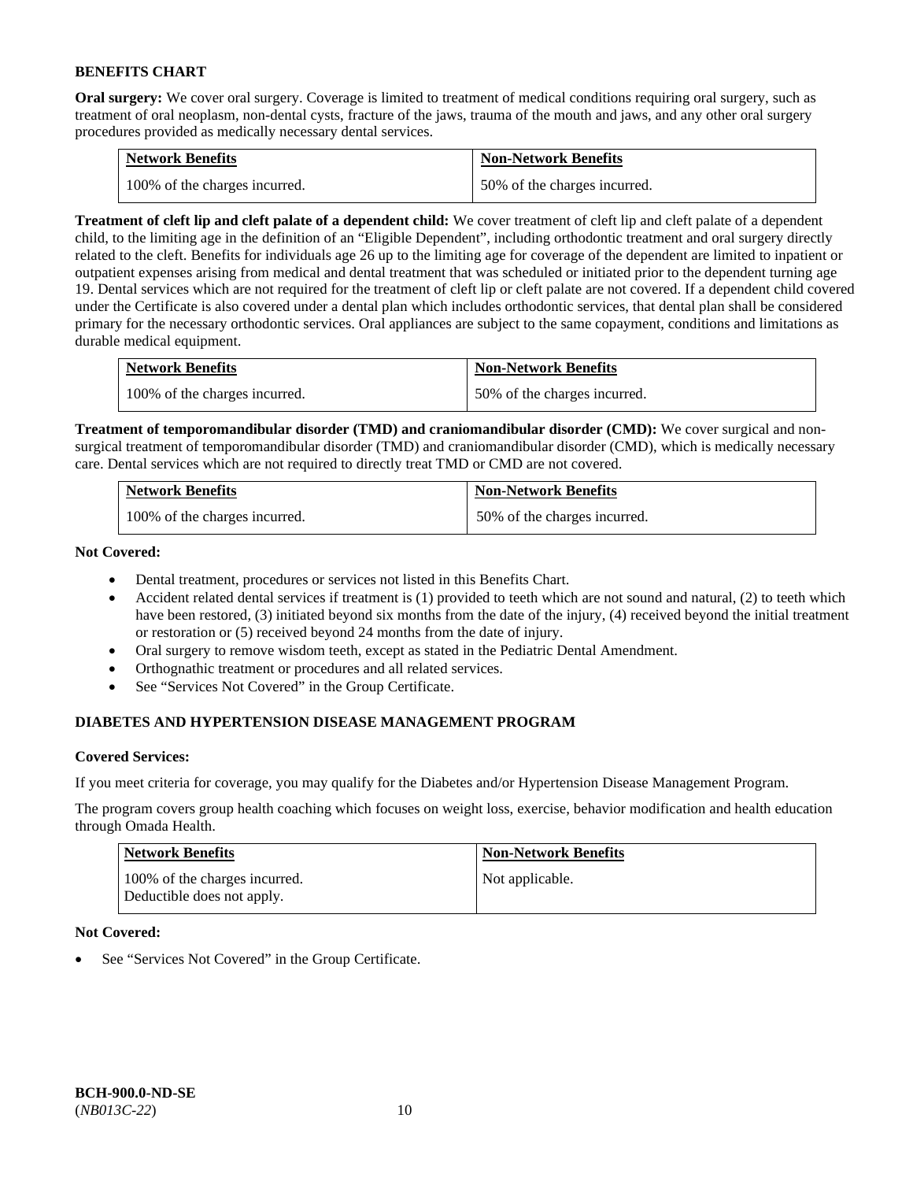## BENEFITS CHART

**Oral surgery:** We cover oral surgery. Coverage is limited to treatment of medical conditions requiring oral surgery, such as treatment of oral neoplasm, non-dental cysts, fracture of the jaws, trauma of the mouth and jaws, and any other oral surgery procedures provided as medically necessary dental services.

| Network Benefits | Non-Network Benefits |
|---|---|
| 100% of the charges incurred. | 50% of the charges incurred. |

**Treatment of cleft lip and cleft palate of a dependent child:** We cover treatment of cleft lip and cleft palate of a dependent child, to the limiting age in the definition of an "Eligible Dependent", including orthodontic treatment and oral surgery directly related to the cleft. Benefits for individuals age 26 up to the limiting age for coverage of the dependent are limited to inpatient or outpatient expenses arising from medical and dental treatment that was scheduled or initiated prior to the dependent turning age 19. Dental services which are not required for the treatment of cleft lip or cleft palate are not covered. If a dependent child covered under the Certificate is also covered under a dental plan which includes orthodontic services, that dental plan shall be considered primary for the necessary orthodontic services. Oral appliances are subject to the same copayment, conditions and limitations as durable medical equipment.

| Network Benefits | Non-Network Benefits |
|---|---|
| 100% of the charges incurred. | 50% of the charges incurred. |

**Treatment of temporomandibular disorder (TMD) and craniomandibular disorder (CMD):** We cover surgical and non-surgical treatment of temporomandibular disorder (TMD) and craniomandibular disorder (CMD), which is medically necessary care. Dental services which are not required to directly treat TMD or CMD are not covered.

| Network Benefits | Non-Network Benefits |
|---|---|
| 100% of the charges incurred. | 50% of the charges incurred. |

**Not Covered:**

- Dental treatment, procedures or services not listed in this Benefits Chart.
- Accident related dental services if treatment is (1) provided to teeth which are not sound and natural, (2) to teeth which have been restored, (3) initiated beyond six months from the date of the injury, (4) received beyond the initial treatment or restoration or (5) received beyond 24 months from the date of injury.
- Oral surgery to remove wisdom teeth, except as stated in the Pediatric Dental Amendment.
- Orthognathic treatment or procedures and all related services.
- See "Services Not Covered" in the Group Certificate.

## DIABETES AND HYPERTENSION DISEASE MANAGEMENT PROGRAM

**Covered Services:**

If you meet criteria for coverage, you may qualify for the Diabetes and/or Hypertension Disease Management Program.

The program covers group health coaching which focuses on weight loss, exercise, behavior modification and health education through Omada Health.

| Network Benefits | Non-Network Benefits |
|---|---|
| 100% of the charges incurred.<br>Deductible does not apply. | Not applicable. |

**Not Covered:**

- See "Services Not Covered" in the Group Certificate.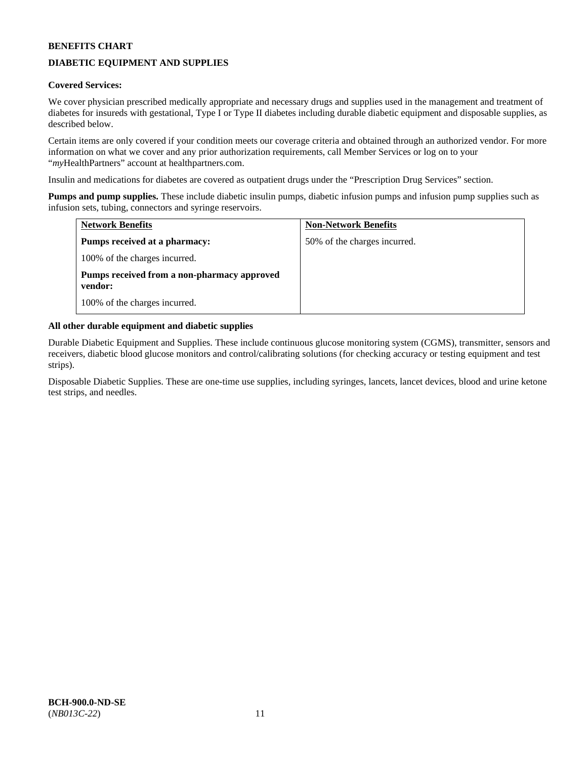**BENEFITS CHART**

**DIABETIC EQUIPMENT AND SUPPLIES**

**Covered Services:**

We cover physician prescribed medically appropriate and necessary drugs and supplies used in the management and treatment of diabetes for insureds with gestational, Type I or Type II diabetes including durable diabetic equipment and disposable supplies, as described below.

Certain items are only covered if your condition meets our coverage criteria and obtained through an authorized vendor. For more information on what we cover and any prior authorization requirements, call Member Services or log on to your "*my*HealthPartners" account at healthpartners.com.

Insulin and medications for diabetes are covered as outpatient drugs under the "Prescription Drug Services" section.

**Pumps and pump supplies.** These include diabetic insulin pumps, diabetic infusion pumps and infusion pump supplies such as infusion sets, tubing, connectors and syringe reservoirs.

| Network Benefits | Non-Network Benefits |
|---|---|
| **Pumps received at a pharmacy:**<br>100% of the charges incurred.<br>**Pumps received from a non-pharmacy approved vendor:**<br>100% of the charges incurred. | 50% of the charges incurred. |

**All other durable equipment and diabetic supplies**

Durable Diabetic Equipment and Supplies. These include continuous glucose monitoring system (CGMS), transmitter, sensors and receivers, diabetic blood glucose monitors and control/calibrating solutions (for checking accuracy or testing equipment and test strips).

Disposable Diabetic Supplies. These are one-time use supplies, including syringes, lancets, lancet devices, blood and urine ketone test strips, and needles.

**BCH-900.0-ND-SE**
(*NB013C-22*)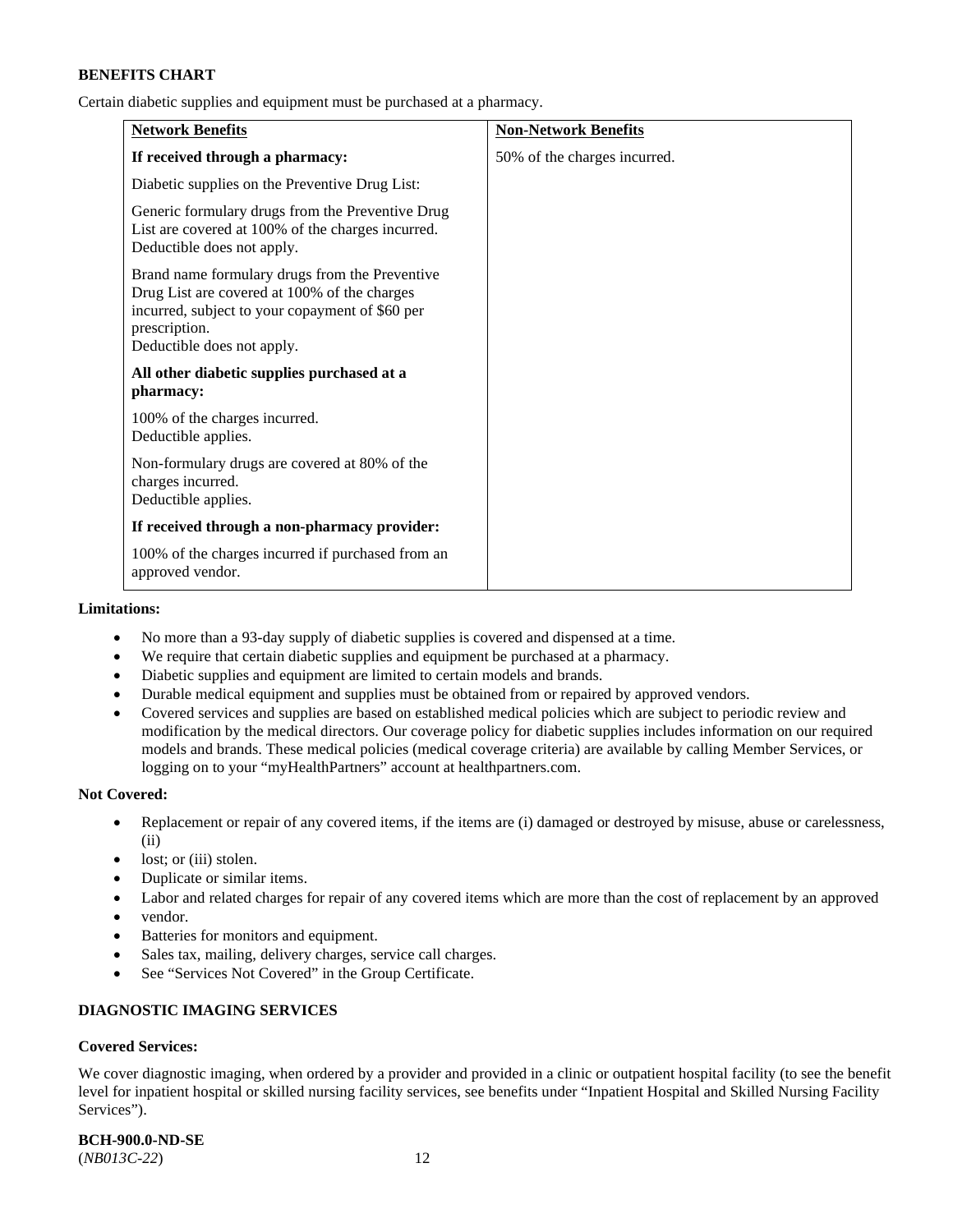**BENEFITS CHART**

Certain diabetic supplies and equipment must be purchased at a pharmacy.

| Network Benefits | Non-Network Benefits |
|---|---|
| **If received through a pharmacy:**<br><br>Diabetic supplies on the Preventive Drug List:<br><br>Generic formulary drugs from the Preventive Drug List are covered at 100% of the charges incurred. Deductible does not apply.<br><br>Brand name formulary drugs from the Preventive Drug List are covered at 100% of the charges incurred, subject to your copayment of $60 per prescription.<br>Deductible does not apply.<br><br>**All other diabetic supplies purchased at a pharmacy:**<br><br>100% of the charges incurred.<br>Deductible applies.<br><br>Non-formulary drugs are covered at 80% of the charges incurred.<br>Deductible applies.<br><br>**If received through a non-pharmacy provider:**<br><br>100% of the charges incurred if purchased from an approved vendor. | 50% of the charges incurred. |

**Limitations:**

- No more than a 93-day supply of diabetic supplies is covered and dispensed at a time.
- We require that certain diabetic supplies and equipment be purchased at a pharmacy.
- Diabetic supplies and equipment are limited to certain models and brands.
- Durable medical equipment and supplies must be obtained from or repaired by approved vendors.
- Covered services and supplies are based on established medical policies which are subject to periodic review and modification by the medical directors. Our coverage policy for diabetic supplies includes information on our required models and brands. These medical policies (medical coverage criteria) are available by calling Member Services, or logging on to your "myHealthPartners" account at healthpartners.com.

**Not Covered:**

- Replacement or repair of any covered items, if the items are (i) damaged or destroyed by misuse, abuse or carelessness, (ii)
- lost; or (iii) stolen.
- Duplicate or similar items.
- Labor and related charges for repair of any covered items which are more than the cost of replacement by an approved
- vendor.
- Batteries for monitors and equipment.
- Sales tax, mailing, delivery charges, service call charges.
- See "Services Not Covered" in the Group Certificate.

**DIAGNOSTIC IMAGING SERVICES**

**Covered Services:**

We cover diagnostic imaging, when ordered by a provider and provided in a clinic or outpatient hospital facility (to see the benefit level for inpatient hospital or skilled nursing facility services, see benefits under "Inpatient Hospital and Skilled Nursing Facility Services").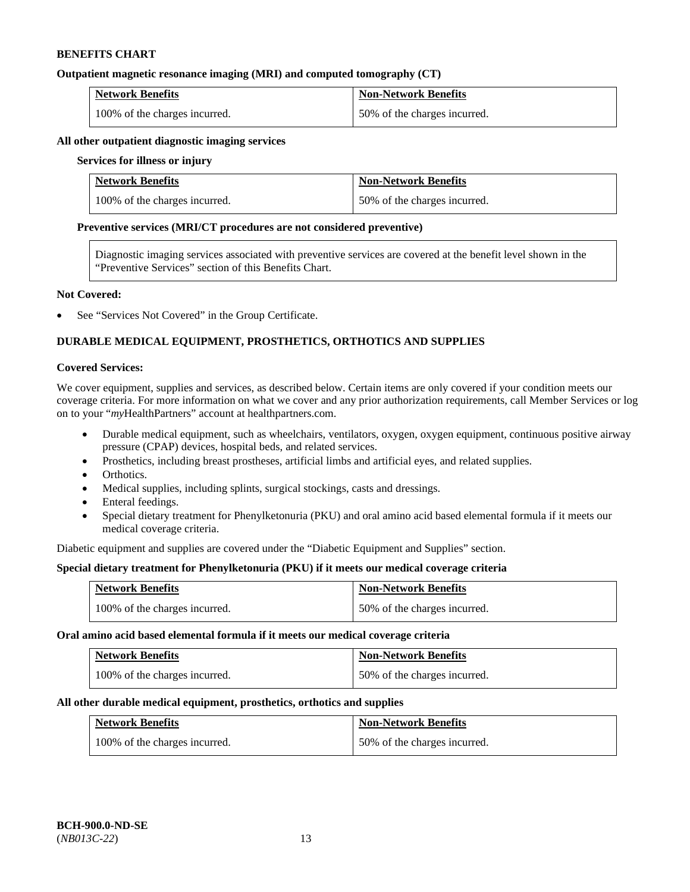**BENEFITS CHART**

**Outpatient magnetic resonance imaging (MRI) and computed tomography (CT)**

| Network Benefits | Non-Network Benefits |
| --- | --- |
| 100% of the charges incurred. | 50% of the charges incurred. |

**All other outpatient diagnostic imaging services**

**Services for illness or injury**

| Network Benefits | Non-Network Benefits |
| --- | --- |
| 100% of the charges incurred. | 50% of the charges incurred. |

**Preventive services (MRI/CT procedures are not considered preventive)**

Diagnostic imaging services associated with preventive services are covered at the benefit level shown in the "Preventive Services" section of this Benefits Chart.

**Not Covered:**

- See "Services Not Covered" in the Group Certificate.

**DURABLE MEDICAL EQUIPMENT, PROSTHETICS, ORTHOTICS AND SUPPLIES**

**Covered Services:**

We cover equipment, supplies and services, as described below. Certain items are only covered if your condition meets our coverage criteria. For more information on what we cover and any prior authorization requirements, call Member Services or log on to your "*my*HealthPartners" account at healthpartners.com.

- Durable medical equipment, such as wheelchairs, ventilators, oxygen, oxygen equipment, continuous positive airway pressure (CPAP) devices, hospital beds, and related services.
- Prosthetics, including breast prostheses, artificial limbs and artificial eyes, and related supplies.
- Orthotics.
- Medical supplies, including splints, surgical stockings, casts and dressings.
- Enteral feedings.
- Special dietary treatment for Phenylketonuria (PKU) and oral amino acid based elemental formula if it meets our medical coverage criteria.

Diabetic equipment and supplies are covered under the "Diabetic Equipment and Supplies" section.

**Special dietary treatment for Phenylketonuria (PKU) if it meets our medical coverage criteria**

| Network Benefits | Non-Network Benefits |
| --- | --- |
| 100% of the charges incurred. | 50% of the charges incurred. |

**Oral amino acid based elemental formula if it meets our medical coverage criteria**

| Network Benefits | Non-Network Benefits |
| --- | --- |
| 100% of the charges incurred. | 50% of the charges incurred. |

**All other durable medical equipment, prosthetics, orthotics and supplies**

| Network Benefits | Non-Network Benefits |
| --- | --- |
| 100% of the charges incurred. | 50% of the charges incurred. |

**BCH-900.0-ND-SE**
(*NB013C-22*)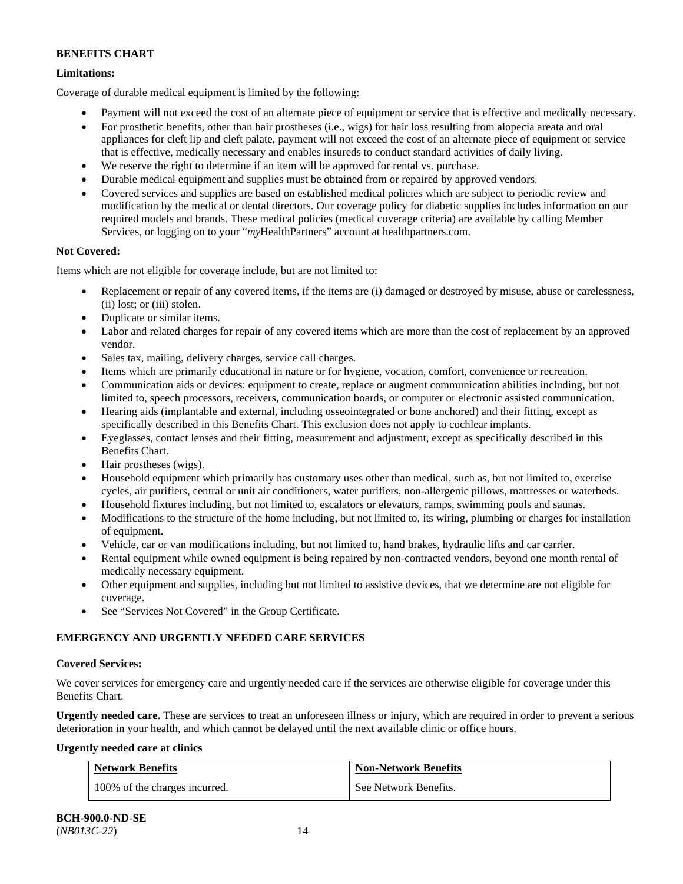**BENEFITS CHART**

**Limitations:**

Coverage of durable medical equipment is limited by the following:

- Payment will not exceed the cost of an alternate piece of equipment or service that is effective and medically necessary.
- For prosthetic benefits, other than hair prostheses (i.e., wigs) for hair loss resulting from alopecia areata and oral appliances for cleft lip and cleft palate, payment will not exceed the cost of an alternate piece of equipment or service that is effective, medically necessary and enables insureds to conduct standard activities of daily living.
- We reserve the right to determine if an item will be approved for rental vs. purchase.
- Durable medical equipment and supplies must be obtained from or repaired by approved vendors.
- Covered services and supplies are based on established medical policies which are subject to periodic review and modification by the medical or dental directors. Our coverage policy for diabetic supplies includes information on our required models and brands. These medical policies (medical coverage criteria) are available by calling Member Services, or logging on to your "*my*HealthPartners" account at healthpartners.com.

**Not Covered:**

Items which are not eligible for coverage include, but are not limited to:

- Replacement or repair of any covered items, if the items are (i) damaged or destroyed by misuse, abuse or carelessness, (ii) lost; or (iii) stolen.
- Duplicate or similar items.
- Labor and related charges for repair of any covered items which are more than the cost of replacement by an approved vendor.
- Sales tax, mailing, delivery charges, service call charges.
- Items which are primarily educational in nature or for hygiene, vocation, comfort, convenience or recreation.
- Communication aids or devices: equipment to create, replace or augment communication abilities including, but not limited to, speech processors, receivers, communication boards, or computer or electronic assisted communication.
- Hearing aids (implantable and external, including osseointegrated or bone anchored) and their fitting, except as specifically described in this Benefits Chart. This exclusion does not apply to cochlear implants.
- Eyeglasses, contact lenses and their fitting, measurement and adjustment, except as specifically described in this Benefits Chart.
- Hair prostheses (wigs).
- Household equipment which primarily has customary uses other than medical, such as, but not limited to, exercise cycles, air purifiers, central or unit air conditioners, water purifiers, non-allergenic pillows, mattresses or waterbeds.
- Household fixtures including, but not limited to, escalators or elevators, ramps, swimming pools and saunas.
- Modifications to the structure of the home including, but not limited to, its wiring, plumbing or charges for installation of equipment.
- Vehicle, car or van modifications including, but not limited to, hand brakes, hydraulic lifts and car carrier.
- Rental equipment while owned equipment is being repaired by non-contracted vendors, beyond one month rental of medically necessary equipment.
- Other equipment and supplies, including but not limited to assistive devices, that we determine are not eligible for coverage.
- See "Services Not Covered" in the Group Certificate.

**EMERGENCY AND URGENTLY NEEDED CARE SERVICES**

**Covered Services:**

We cover services for emergency care and urgently needed care if the services are otherwise eligible for coverage under this Benefits Chart.

**Urgently needed care.** These are services to treat an unforeseen illness or injury, which are required in order to prevent a serious deterioration in your health, and which cannot be delayed until the next available clinic or office hours.

**Urgently needed care at clinics**

| Network Benefits | Non-Network Benefits |
|---|---|
| 100% of the charges incurred. | See Network Benefits. |

**BCH-900.0-ND-SE**
(*NB013C-22*)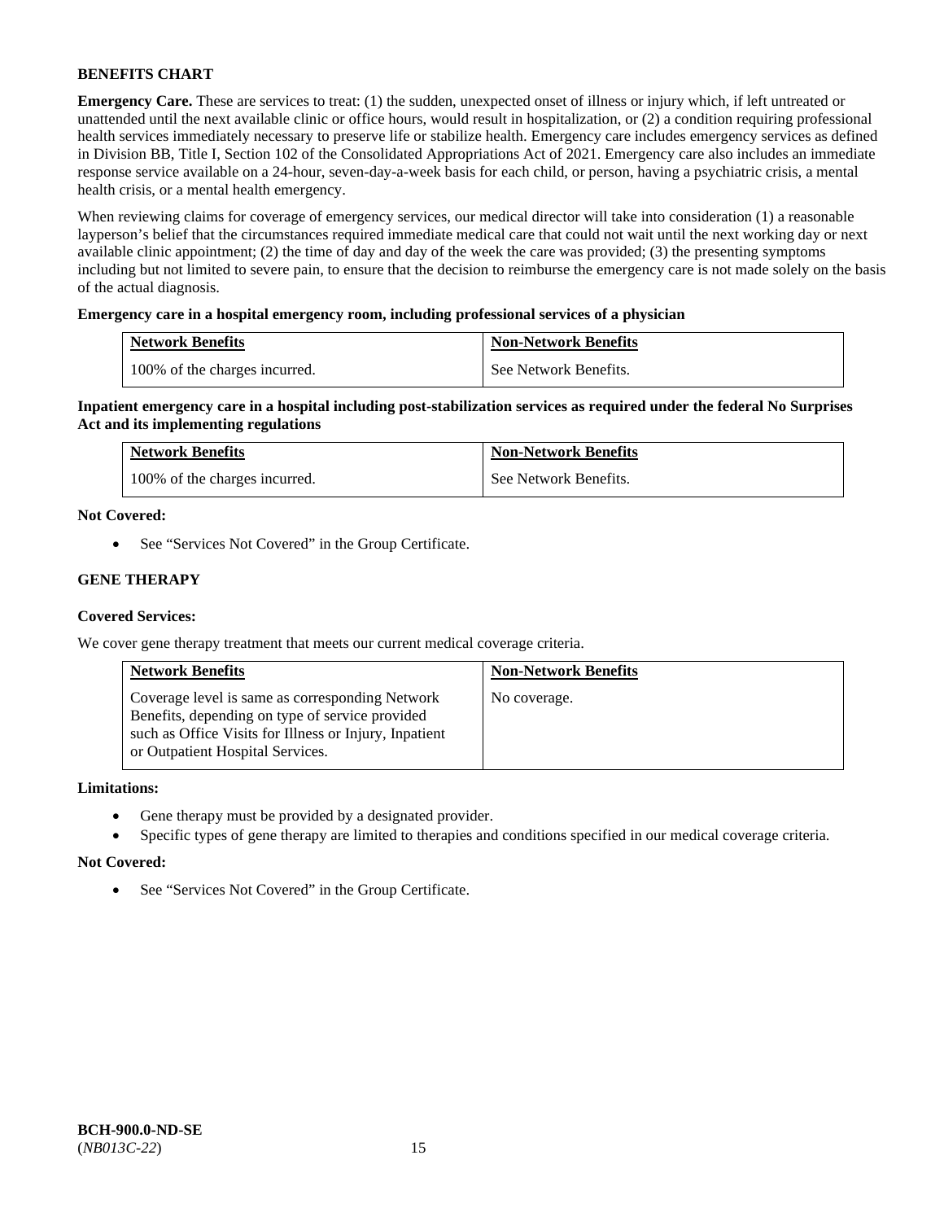**BENEFITS CHART**

**Emergency Care.** These are services to treat: (1) the sudden, unexpected onset of illness or injury which, if left untreated or unattended until the next available clinic or office hours, would result in hospitalization, or (2) a condition requiring professional health services immediately necessary to preserve life or stabilize health. Emergency care includes emergency services as defined in Division BB, Title I, Section 102 of the Consolidated Appropriations Act of 2021. Emergency care also includes an immediate response service available on a 24-hour, seven-day-a-week basis for each child, or person, having a psychiatric crisis, a mental health crisis, or a mental health emergency.

When reviewing claims for coverage of emergency services, our medical director will take into consideration (1) a reasonable layperson's belief that the circumstances required immediate medical care that could not wait until the next working day or next available clinic appointment; (2) the time of day and day of the week the care was provided; (3) the presenting symptoms including but not limited to severe pain, to ensure that the decision to reimburse the emergency care is not made solely on the basis of the actual diagnosis.

**Emergency care in a hospital emergency room, including professional services of a physician**

| Network Benefits | Non-Network Benefits |
|---|---|
| 100% of the charges incurred. | See Network Benefits. |

**Inpatient emergency care in a hospital including post-stabilization services as required under the federal No Surprises Act and its implementing regulations**

| Network Benefits | Non-Network Benefits |
|---|---|
| 100% of the charges incurred. | See Network Benefits. |

**Not Covered:**

- See "Services Not Covered" in the Group Certificate.

**GENE THERAPY**

**Covered Services:**

We cover gene therapy treatment that meets our current medical coverage criteria.

| Network Benefits | Non-Network Benefits |
|---|---|
| Coverage level is same as corresponding Network Benefits, depending on type of service provided such as Office Visits for Illness or Injury, Inpatient or Outpatient Hospital Services. | No coverage. |

**Limitations:**

- Gene therapy must be provided by a designated provider.
- Specific types of gene therapy are limited to therapies and conditions specified in our medical coverage criteria.

**Not Covered:**

- See "Services Not Covered" in the Group Certificate.

**BCH-900.0-ND-SE**
(*NB013C-22*)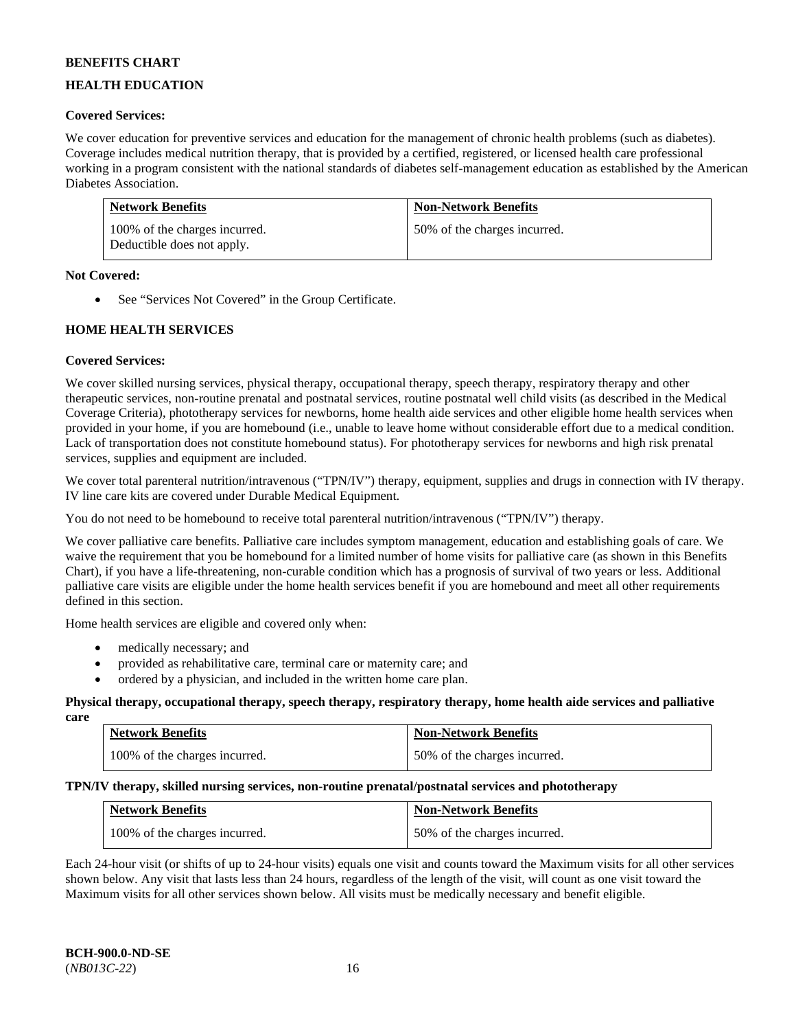**BENEFITS CHART**

**HEALTH EDUCATION**

**Covered Services:**

We cover education for preventive services and education for the management of chronic health problems (such as diabetes). Coverage includes medical nutrition therapy, that is provided by a certified, registered, or licensed health care professional working in a program consistent with the national standards of diabetes self-management education as established by the American Diabetes Association.

| Network Benefits | Non-Network Benefits |
|---|---|
| 100% of the charges incurred. Deductible does not apply. | 50% of the charges incurred. |

**Not Covered:**

- See "Services Not Covered" in the Group Certificate.

**HOME HEALTH SERVICES**

**Covered Services:**

We cover skilled nursing services, physical therapy, occupational therapy, speech therapy, respiratory therapy and other therapeutic services, non-routine prenatal and postnatal services, routine postnatal well child visits (as described in the Medical Coverage Criteria), phototherapy services for newborns, home health aide services and other eligible home health services when provided in your home, if you are homebound (i.e., unable to leave home without considerable effort due to a medical condition. Lack of transportation does not constitute homebound status). For phototherapy services for newborns and high risk prenatal services, supplies and equipment are included.

We cover total parenteral nutrition/intravenous ("TPN/IV") therapy, equipment, supplies and drugs in connection with IV therapy. IV line care kits are covered under Durable Medical Equipment.

You do not need to be homebound to receive total parenteral nutrition/intravenous ("TPN/IV") therapy.

We cover palliative care benefits. Palliative care includes symptom management, education and establishing goals of care. We waive the requirement that you be homebound for a limited number of home visits for palliative care (as shown in this Benefits Chart), if you have a life-threatening, non-curable condition which has a prognosis of survival of two years or less. Additional palliative care visits are eligible under the home health services benefit if you are homebound and meet all other requirements defined in this section.

Home health services are eligible and covered only when:

- medically necessary; and
- provided as rehabilitative care, terminal care or maternity care; and
- ordered by a physician, and included in the written home care plan.

**Physical therapy, occupational therapy, speech therapy, respiratory therapy, home health aide services and palliative care**

| Network Benefits | Non-Network Benefits |
|---|---|
| 100% of the charges incurred. | 50% of the charges incurred. |

**TPN/IV therapy, skilled nursing services, non-routine prenatal/postnatal services and phototherapy**

| Network Benefits | Non-Network Benefits |
|---|---|
| 100% of the charges incurred. | 50% of the charges incurred. |

Each 24-hour visit (or shifts of up to 24-hour visits) equals one visit and counts toward the Maximum visits for all other services shown below. Any visit that lasts less than 24 hours, regardless of the length of the visit, will count as one visit toward the Maximum visits for all other services shown below. All visits must be medically necessary and benefit eligible.

**BCH-900.0-ND-SE**
(*NB013C-22*)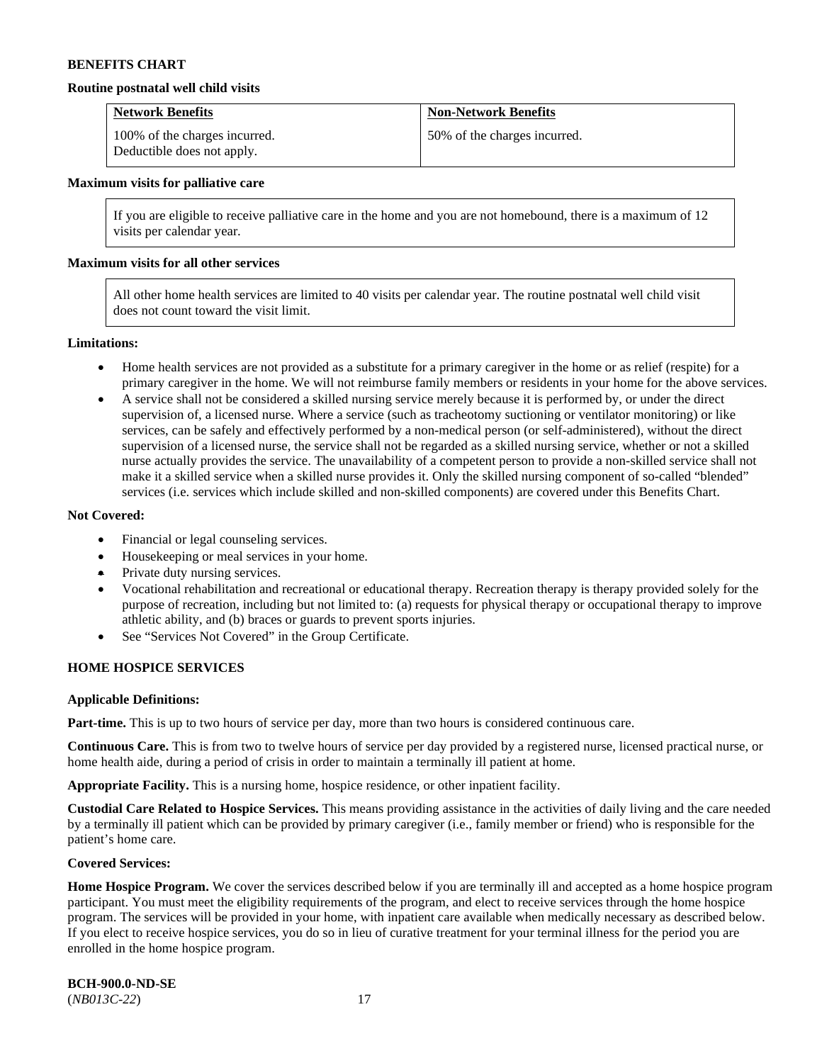**BENEFITS CHART**

**Routine postnatal well child visits**

| Network Benefits | Non-Network Benefits |
|---|---|
| 100% of the charges incurred. Deductible does not apply. | 50% of the charges incurred. |

**Maximum visits for palliative care**

| If you are eligible to receive palliative care in the home and you are not homebound, there is a maximum of 12 visits per calendar year. |
|---|

**Maximum visits for all other services**

| All other home health services are limited to 40 visits per calendar year. The routine postnatal well child visit does not count toward the visit limit. |
|---|

**Limitations:**

- Home health services are not provided as a substitute for a primary caregiver in the home or as relief (respite) for a primary caregiver in the home. We will not reimburse family members or residents in your home for the above services.
- A service shall not be considered a skilled nursing service merely because it is performed by, or under the direct supervision of, a licensed nurse. Where a service (such as tracheotomy suctioning or ventilator monitoring) or like services, can be safely and effectively performed by a non-medical person (or self-administered), without the direct supervision of a licensed nurse, the service shall not be regarded as a skilled nursing service, whether or not a skilled nurse actually provides the service. The unavailability of a competent person to provide a non-skilled service shall not make it a skilled service when a skilled nurse provides it. Only the skilled nursing component of so-called "blended" services (i.e. services which include skilled and non-skilled components) are covered under this Benefits Chart.

**Not Covered:**

- Financial or legal counseling services.
- Housekeeping or meal services in your home.
- Private duty nursing services.
- Vocational rehabilitation and recreational or educational therapy. Recreation therapy is therapy provided solely for the purpose of recreation, including but not limited to: (a) requests for physical therapy or occupational therapy to improve athletic ability, and (b) braces or guards to prevent sports injuries.
- See "Services Not Covered" in the Group Certificate.

**HOME HOSPICE SERVICES**

**Applicable Definitions:**

**Part-time.** This is up to two hours of service per day, more than two hours is considered continuous care.

**Continuous Care.** This is from two to twelve hours of service per day provided by a registered nurse, licensed practical nurse, or home health aide, during a period of crisis in order to maintain a terminally ill patient at home.

**Appropriate Facility.** This is a nursing home, hospice residence, or other inpatient facility.

**Custodial Care Related to Hospice Services.** This means providing assistance in the activities of daily living and the care needed by a terminally ill patient which can be provided by primary caregiver (i.e., family member or friend) who is responsible for the patient's home care.

**Covered Services:**

**Home Hospice Program.** We cover the services described below if you are terminally ill and accepted as a home hospice program participant. You must meet the eligibility requirements of the program, and elect to receive services through the home hospice program. The services will be provided in your home, with inpatient care available when medically necessary as described below. If you elect to receive hospice services, you do so in lieu of curative treatment for your terminal illness for the period you are enrolled in the home hospice program.

**BCH-900.0-ND-SE**
(*NB013C-22*)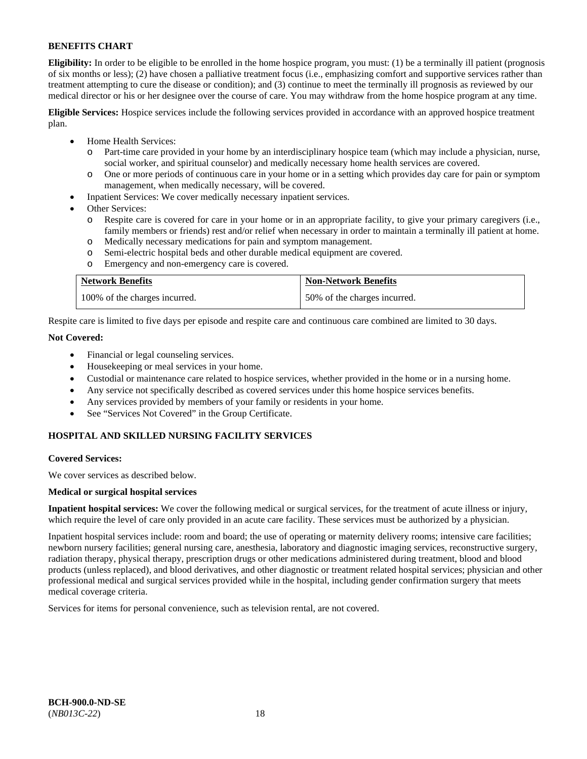**BENEFITS CHART**

**Eligibility:** In order to be eligible to be enrolled in the home hospice program, you must: (1) be a terminally ill patient (prognosis of six months or less); (2) have chosen a palliative treatment focus (i.e., emphasizing comfort and supportive services rather than treatment attempting to cure the disease or condition); and (3) continue to meet the terminally ill prognosis as reviewed by our medical director or his or her designee over the course of care. You may withdraw from the home hospice program at any time.

**Eligible Services:** Hospice services include the following services provided in accordance with an approved hospice treatment plan.

- Home Health Services:
  - Part-time care provided in your home by an interdisciplinary hospice team (which may include a physician, nurse, social worker, and spiritual counselor) and medically necessary home health services are covered.
  - One or more periods of continuous care in your home or in a setting which provides day care for pain or symptom management, when medically necessary, will be covered.
- Inpatient Services: We cover medically necessary inpatient services.
- Other Services:
  - Respite care is covered for care in your home or in an appropriate facility, to give your primary caregivers (i.e., family members or friends) rest and/or relief when necessary in order to maintain a terminally ill patient at home.
  - Medically necessary medications for pain and symptom management.
  - Semi-electric hospital beds and other durable medical equipment are covered.
  - Emergency and non-emergency care is covered.

| Network Benefits | Non-Network Benefits |
|---|---|
| 100% of the charges incurred. | 50% of the charges incurred. |

Respite care is limited to five days per episode and respite care and continuous care combined are limited to 30 days.

**Not Covered:**

- Financial or legal counseling services.
- Housekeeping or meal services in your home.
- Custodial or maintenance care related to hospice services, whether provided in the home or in a nursing home.
- Any service not specifically described as covered services under this home hospice services benefits.
- Any services provided by members of your family or residents in your home.
- See "Services Not Covered" in the Group Certificate.

**HOSPITAL AND SKILLED NURSING FACILITY SERVICES**

**Covered Services:**

We cover services as described below.

**Medical or surgical hospital services**

**Inpatient hospital services:** We cover the following medical or surgical services, for the treatment of acute illness or injury, which require the level of care only provided in an acute care facility. These services must be authorized by a physician.

Inpatient hospital services include: room and board; the use of operating or maternity delivery rooms; intensive care facilities; newborn nursery facilities; general nursing care, anesthesia, laboratory and diagnostic imaging services, reconstructive surgery, radiation therapy, physical therapy, prescription drugs or other medications administered during treatment, blood and blood products (unless replaced), and blood derivatives, and other diagnostic or treatment related hospital services; physician and other professional medical and surgical services provided while in the hospital, including gender confirmation surgery that meets medical coverage criteria.

Services for items for personal convenience, such as television rental, are not covered.

**BCH-900.0-ND-SE**
(*NB013C-22*)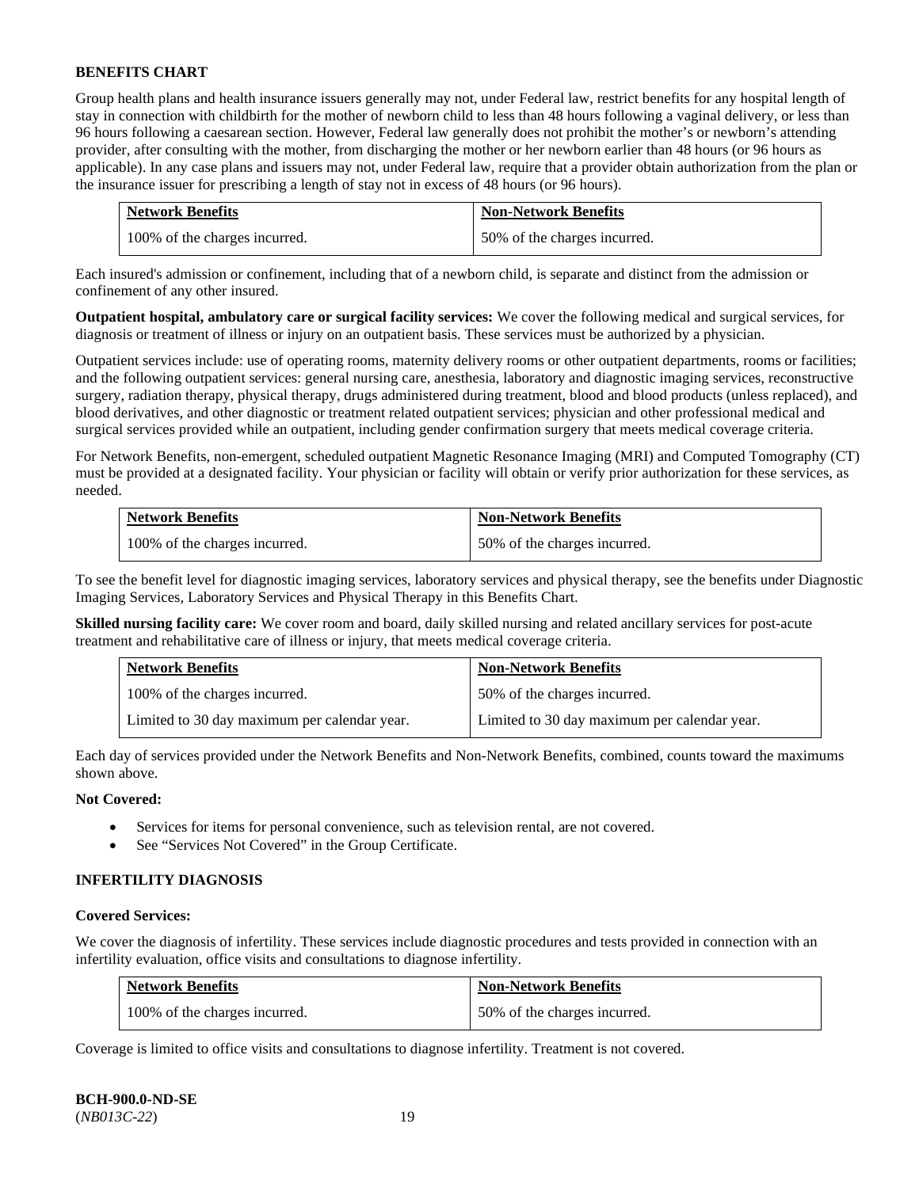**BENEFITS CHART**

Group health plans and health insurance issuers generally may not, under Federal law, restrict benefits for any hospital length of stay in connection with childbirth for the mother of newborn child to less than 48 hours following a vaginal delivery, or less than 96 hours following a caesarean section. However, Federal law generally does not prohibit the mother's or newborn's attending provider, after consulting with the mother, from discharging the mother or her newborn earlier than 48 hours (or 96 hours as applicable). In any case plans and issuers may not, under Federal law, require that a provider obtain authorization from the plan or the insurance issuer for prescribing a length of stay not in excess of 48 hours (or 96 hours).

| Network Benefits | Non-Network Benefits |
|---|---|
| 100% of the charges incurred. | 50% of the charges incurred. |

Each insured's admission or confinement, including that of a newborn child, is separate and distinct from the admission or confinement of any other insured.

**Outpatient hospital, ambulatory care or surgical facility services:** We cover the following medical and surgical services, for diagnosis or treatment of illness or injury on an outpatient basis. These services must be authorized by a physician.

Outpatient services include: use of operating rooms, maternity delivery rooms or other outpatient departments, rooms or facilities; and the following outpatient services: general nursing care, anesthesia, laboratory and diagnostic imaging services, reconstructive surgery, radiation therapy, physical therapy, drugs administered during treatment, blood and blood products (unless replaced), and blood derivatives, and other diagnostic or treatment related outpatient services; physician and other professional medical and surgical services provided while an outpatient, including gender confirmation surgery that meets medical coverage criteria.

For Network Benefits, non-emergent, scheduled outpatient Magnetic Resonance Imaging (MRI) and Computed Tomography (CT) must be provided at a designated facility. Your physician or facility will obtain or verify prior authorization for these services, as needed.

| Network Benefits | Non-Network Benefits |
|---|---|
| 100% of the charges incurred. | 50% of the charges incurred. |

To see the benefit level for diagnostic imaging services, laboratory services and physical therapy, see the benefits under Diagnostic Imaging Services, Laboratory Services and Physical Therapy in this Benefits Chart.

**Skilled nursing facility care:** We cover room and board, daily skilled nursing and related ancillary services for post-acute treatment and rehabilitative care of illness or injury, that meets medical coverage criteria.

| Network Benefits | Non-Network Benefits |
|---|---|
| 100% of the charges incurred. | 50% of the charges incurred. |
| Limited to 30 day maximum per calendar year. | Limited to 30 day maximum per calendar year. |

Each day of services provided under the Network Benefits and Non-Network Benefits, combined, counts toward the maximums shown above.

**Not Covered:**

- Services for items for personal convenience, such as television rental, are not covered.
- See "Services Not Covered" in the Group Certificate.

**INFERTILITY DIAGNOSIS**

**Covered Services:**

We cover the diagnosis of infertility. These services include diagnostic procedures and tests provided in connection with an infertility evaluation, office visits and consultations to diagnose infertility.

| Network Benefits | Non-Network Benefits |
|---|---|
| 100% of the charges incurred. | 50% of the charges incurred. |

Coverage is limited to office visits and consultations to diagnose infertility. Treatment is not covered.

**BCH-900.0-ND-SE**
(*NB013C-22*)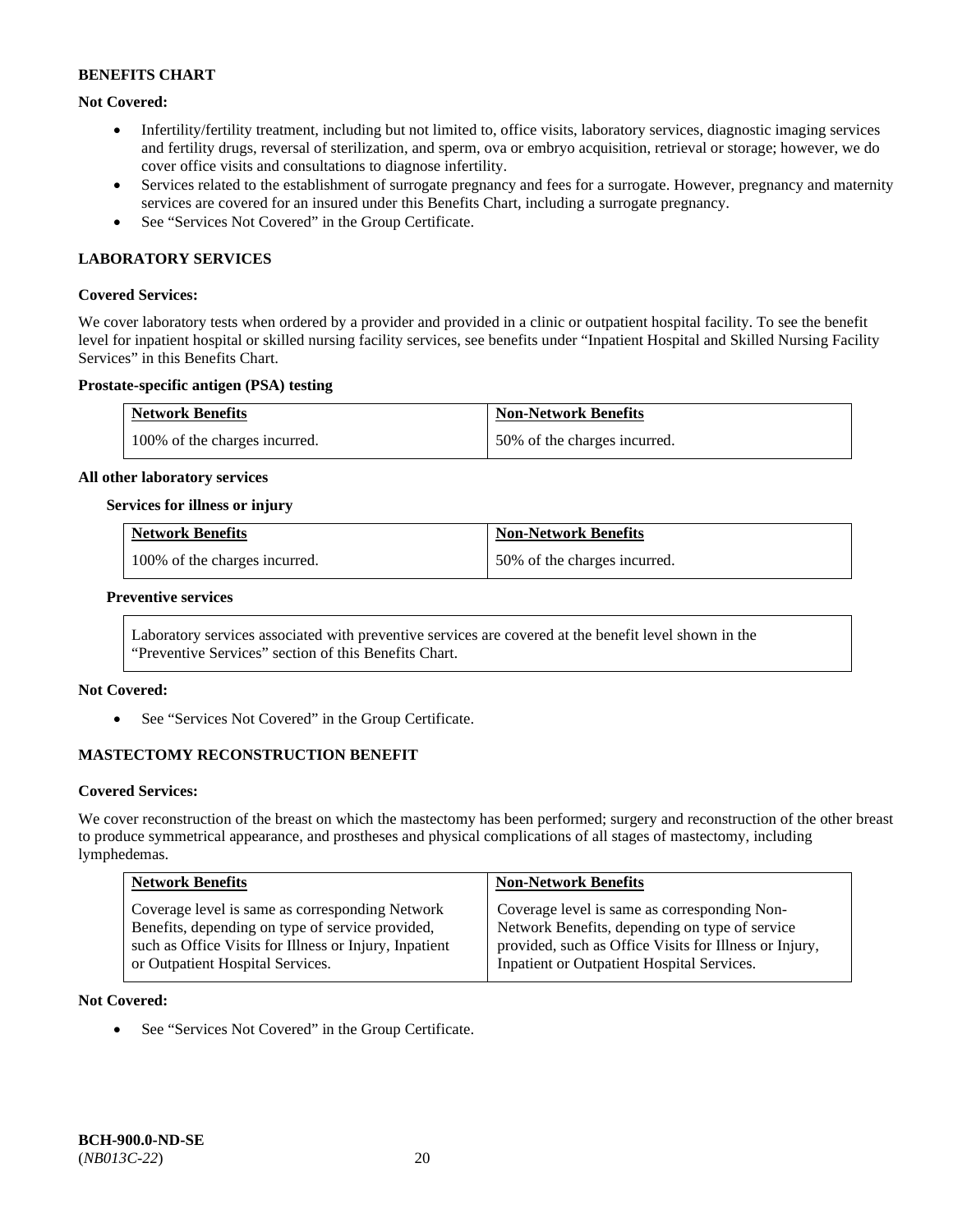**BENEFITS CHART**

**Not Covered:**

- Infertility/fertility treatment, including but not limited to, office visits, laboratory services, diagnostic imaging services and fertility drugs, reversal of sterilization, and sperm, ova or embryo acquisition, retrieval or storage; however, we do cover office visits and consultations to diagnose infertility.
- Services related to the establishment of surrogate pregnancy and fees for a surrogate. However, pregnancy and maternity services are covered for an insured under this Benefits Chart, including a surrogate pregnancy.
- See "Services Not Covered" in the Group Certificate.

## LABORATORY SERVICES

**Covered Services:**

We cover laboratory tests when ordered by a provider and provided in a clinic or outpatient hospital facility. To see the benefit level for inpatient hospital or skilled nursing facility services, see benefits under "Inpatient Hospital and Skilled Nursing Facility Services" in this Benefits Chart.

**Prostate-specific antigen (PSA) testing**

| Network Benefits | Non-Network Benefits |
| --- | --- |
| 100% of the charges incurred. | 50% of the charges incurred. |

**All other laboratory services**

**Services for illness or injury**

| Network Benefits | Non-Network Benefits |
| --- | --- |
| 100% of the charges incurred. | 50% of the charges incurred. |

**Preventive services**

Laboratory services associated with preventive services are covered at the benefit level shown in the "Preventive Services" section of this Benefits Chart.

**Not Covered:**

- See "Services Not Covered" in the Group Certificate.

## MASTECTOMY RECONSTRUCTION BENEFIT

**Covered Services:**

We cover reconstruction of the breast on which the mastectomy has been performed; surgery and reconstruction of the other breast to produce symmetrical appearance, and prostheses and physical complications of all stages of mastectomy, including lymphedemas.

| Network Benefits | Non-Network Benefits |
| --- | --- |
| Coverage level is same as corresponding Network Benefits, depending on type of service provided, such as Office Visits for Illness or Injury, Inpatient or Outpatient Hospital Services. | Coverage level is same as corresponding Non-Network Benefits, depending on type of service provided, such as Office Visits for Illness or Injury, Inpatient or Outpatient Hospital Services. |

**Not Covered:**

- See "Services Not Covered" in the Group Certificate.

**BCH-900.0-ND-SE**
(*NB013C-22*)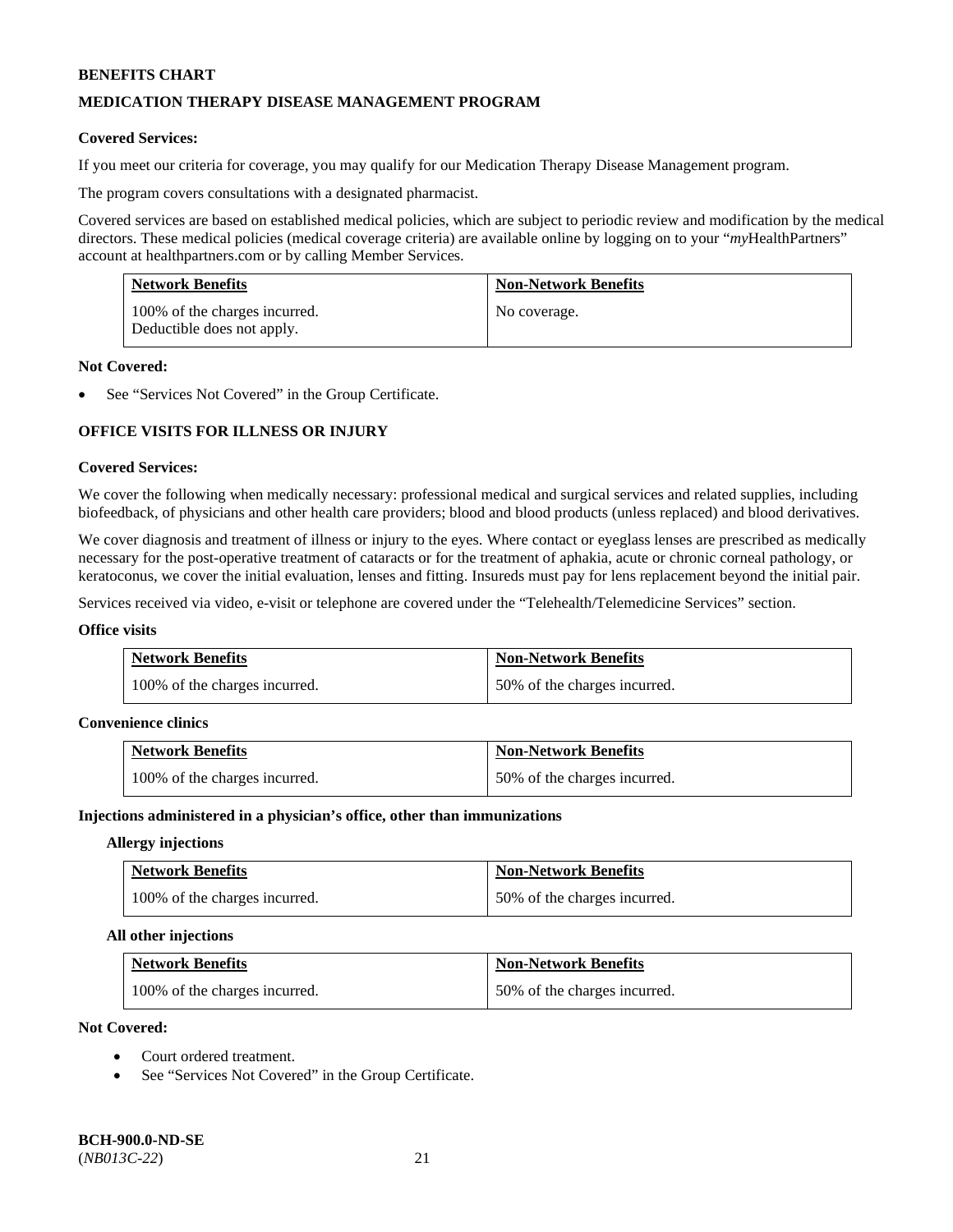**BENEFITS CHART**

**MEDICATION THERAPY DISEASE MANAGEMENT PROGRAM**

**Covered Services:**

If you meet our criteria for coverage, you may qualify for our Medication Therapy Disease Management program.

The program covers consultations with a designated pharmacist.

Covered services are based on established medical policies, which are subject to periodic review and modification by the medical directors. These medical policies (medical coverage criteria) are available online by logging on to your "*my*HealthPartners" account at healthpartners.com or by calling Member Services.

| Network Benefits | Non-Network Benefits |
|---|---|
| 100% of the charges incurred. Deductible does not apply. | No coverage. |

**Not Covered:**

- See "Services Not Covered" in the Group Certificate.

**OFFICE VISITS FOR ILLNESS OR INJURY**

**Covered Services:**

We cover the following when medically necessary: professional medical and surgical services and related supplies, including biofeedback, of physicians and other health care providers; blood and blood products (unless replaced) and blood derivatives.

We cover diagnosis and treatment of illness or injury to the eyes. Where contact or eyeglass lenses are prescribed as medically necessary for the post-operative treatment of cataracts or for the treatment of aphakia, acute or chronic corneal pathology, or keratoconus, we cover the initial evaluation, lenses and fitting. Insureds must pay for lens replacement beyond the initial pair.

Services received via video, e-visit or telephone are covered under the "Telehealth/Telemedicine Services" section.

**Office visits**

| Network Benefits | Non-Network Benefits |
|---|---|
| 100% of the charges incurred. | 50% of the charges incurred. |

**Convenience clinics**

| Network Benefits | Non-Network Benefits |
|---|---|
| 100% of the charges incurred. | 50% of the charges incurred. |

**Injections administered in a physician's office, other than immunizations**

**Allergy injections**

| Network Benefits | Non-Network Benefits |
|---|---|
| 100% of the charges incurred. | 50% of the charges incurred. |

**All other injections**

| Network Benefits | Non-Network Benefits |
|---|---|
| 100% of the charges incurred. | 50% of the charges incurred. |

**Not Covered:**

- Court ordered treatment.
- See "Services Not Covered" in the Group Certificate.

**BCH-900.0-ND-SE**
(*NB013C-22*)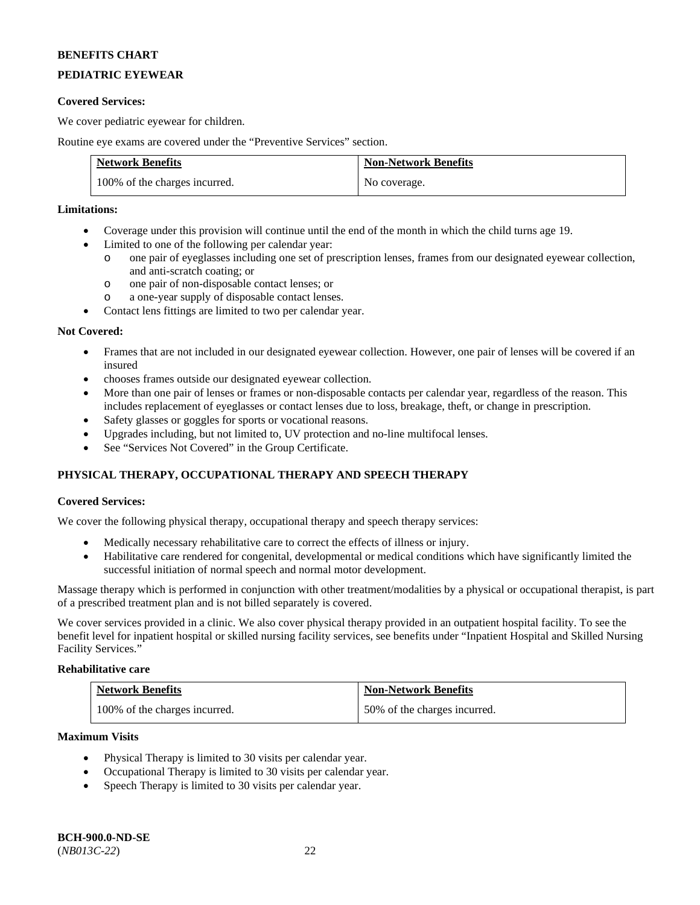**BENEFITS CHART**

**PEDIATRIC EYEWEAR**

**Covered Services:**

We cover pediatric eyewear for children.

Routine eye exams are covered under the "Preventive Services" section.

| Network Benefits | Non-Network Benefits |
|---|---|
| 100% of the charges incurred. | No coverage. |

**Limitations:**

- Coverage under this provision will continue until the end of the month in which the child turns age 19.
- Limited to one of the following per calendar year:
  - one pair of eyeglasses including one set of prescription lenses, frames from our designated eyewear collection, and anti-scratch coating; or
  - one pair of non-disposable contact lenses; or
  - a one-year supply of disposable contact lenses.
- Contact lens fittings are limited to two per calendar year.

**Not Covered:**

- Frames that are not included in our designated eyewear collection. However, one pair of lenses will be covered if an insured
- chooses frames outside our designated eyewear collection.
- More than one pair of lenses or frames or non-disposable contacts per calendar year, regardless of the reason. This includes replacement of eyeglasses or contact lenses due to loss, breakage, theft, or change in prescription.
- Safety glasses or goggles for sports or vocational reasons.
- Upgrades including, but not limited to, UV protection and no-line multifocal lenses.
- See "Services Not Covered" in the Group Certificate.

**PHYSICAL THERAPY, OCCUPATIONAL THERAPY AND SPEECH THERAPY**

**Covered Services:**

We cover the following physical therapy, occupational therapy and speech therapy services:

- Medically necessary rehabilitative care to correct the effects of illness or injury.
- Habilitative care rendered for congenital, developmental or medical conditions which have significantly limited the successful initiation of normal speech and normal motor development.

Massage therapy which is performed in conjunction with other treatment/modalities by a physical or occupational therapist, is part of a prescribed treatment plan and is not billed separately is covered.

We cover services provided in a clinic. We also cover physical therapy provided in an outpatient hospital facility. To see the benefit level for inpatient hospital or skilled nursing facility services, see benefits under "Inpatient Hospital and Skilled Nursing Facility Services."

**Rehabilitative care**

| Network Benefits | Non-Network Benefits |
|---|---|
| 100% of the charges incurred. | 50% of the charges incurred. |

**Maximum Visits**

- Physical Therapy is limited to 30 visits per calendar year.
- Occupational Therapy is limited to 30 visits per calendar year.
- Speech Therapy is limited to 30 visits per calendar year.

**BCH-900.0-ND-SE**
(*NB013C-22*)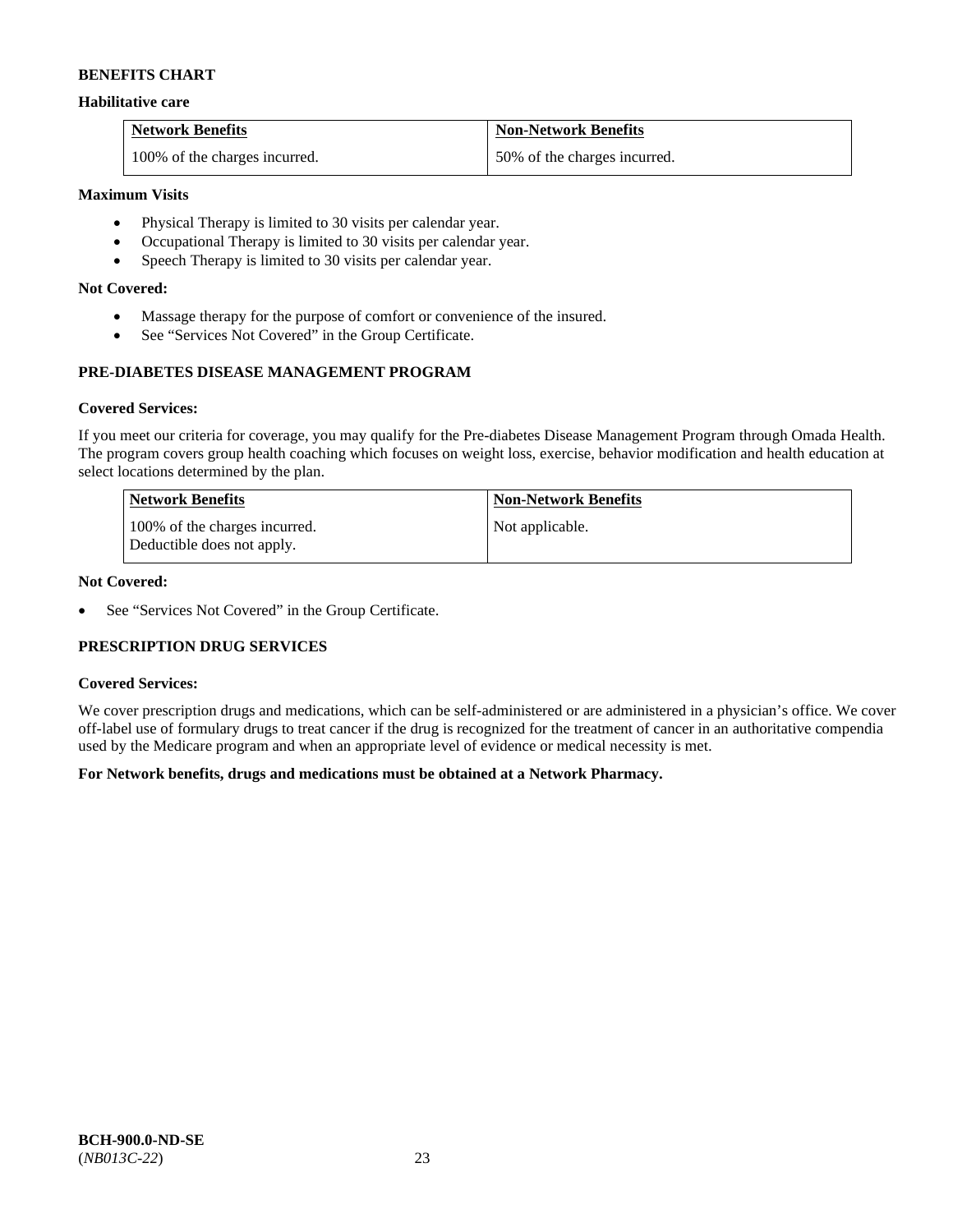**BENEFITS CHART**

**Habilitative care**

| Network Benefits | Non-Network Benefits |
| --- | --- |
| 100% of the charges incurred. | 50% of the charges incurred. |

**Maximum Visits**

- Physical Therapy is limited to 30 visits per calendar year.
- Occupational Therapy is limited to 30 visits per calendar year.
- Speech Therapy is limited to 30 visits per calendar year.

**Not Covered:**

- Massage therapy for the purpose of comfort or convenience of the insured.
- See "Services Not Covered" in the Group Certificate.

**PRE-DIABETES DISEASE MANAGEMENT PROGRAM**

**Covered Services:**

If you meet our criteria for coverage, you may qualify for the Pre-diabetes Disease Management Program through Omada Health. The program covers group health coaching which focuses on weight loss, exercise, behavior modification and health education at select locations determined by the plan.

| Network Benefits | Non-Network Benefits |
| --- | --- |
| 100% of the charges incurred. Deductible does not apply. | Not applicable. |

**Not Covered:**

- See "Services Not Covered" in the Group Certificate.

**PRESCRIPTION DRUG SERVICES**

**Covered Services:**

We cover prescription drugs and medications, which can be self-administered or are administered in a physician's office. We cover off-label use of formulary drugs to treat cancer if the drug is recognized for the treatment of cancer in an authoritative compendia used by the Medicare program and when an appropriate level of evidence or medical necessity is met.

**For Network benefits, drugs and medications must be obtained at a Network Pharmacy.**

**BCH-900.0-ND-SE**
(*NB013C-22*)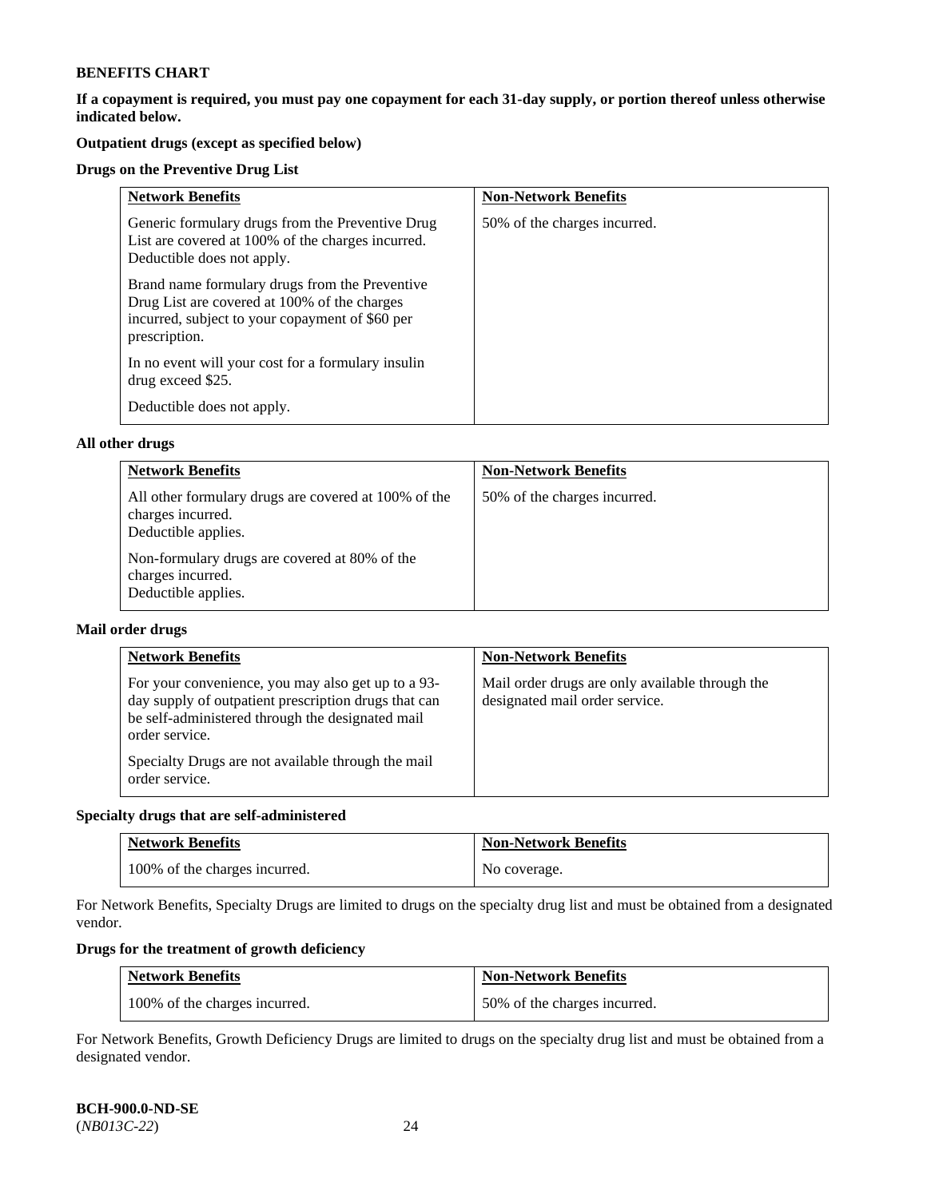**BENEFITS CHART**

**If a copayment is required, you must pay one copayment for each 31-day supply, or portion thereof unless otherwise indicated below.**

**Outpatient drugs (except as specified below)**

**Drugs on the Preventive Drug List**

| Network Benefits | Non-Network Benefits |
|---|---|
| Generic formulary drugs from the Preventive Drug List are covered at 100% of the charges incurred. Deductible does not apply.<br><br>Brand name formulary drugs from the Preventive Drug List are covered at 100% of the charges incurred, subject to your copayment of $60 per prescription.<br><br>In no event will your cost for a formulary insulin drug exceed $25.<br><br>Deductible does not apply. | 50% of the charges incurred. |

**All other drugs**

| Network Benefits | Non-Network Benefits |
|---|---|
| All other formulary drugs are covered at 100% of the charges incurred. Deductible applies.<br><br>Non-formulary drugs are covered at 80% of the charges incurred. Deductible applies. | 50% of the charges incurred. |

**Mail order drugs**

| Network Benefits | Non-Network Benefits |
|---|---|
| For your convenience, you may also get up to a 93-day supply of outpatient prescription drugs that can be self-administered through the designated mail order service.<br><br>Specialty Drugs are not available through the mail order service. | Mail order drugs are only available through the designated mail order service. |

**Specialty drugs that are self-administered**

| Network Benefits | Non-Network Benefits |
|---|---|
| 100% of the charges incurred. | No coverage. |

For Network Benefits, Specialty Drugs are limited to drugs on the specialty drug list and must be obtained from a designated vendor.

**Drugs for the treatment of growth deficiency**

| Network Benefits | Non-Network Benefits |
|---|---|
| 100% of the charges incurred. | 50% of the charges incurred. |

For Network Benefits, Growth Deficiency Drugs are limited to drugs on the specialty drug list and must be obtained from a designated vendor.

**BCH-900.0-ND-SE**
(*NB013C-22*)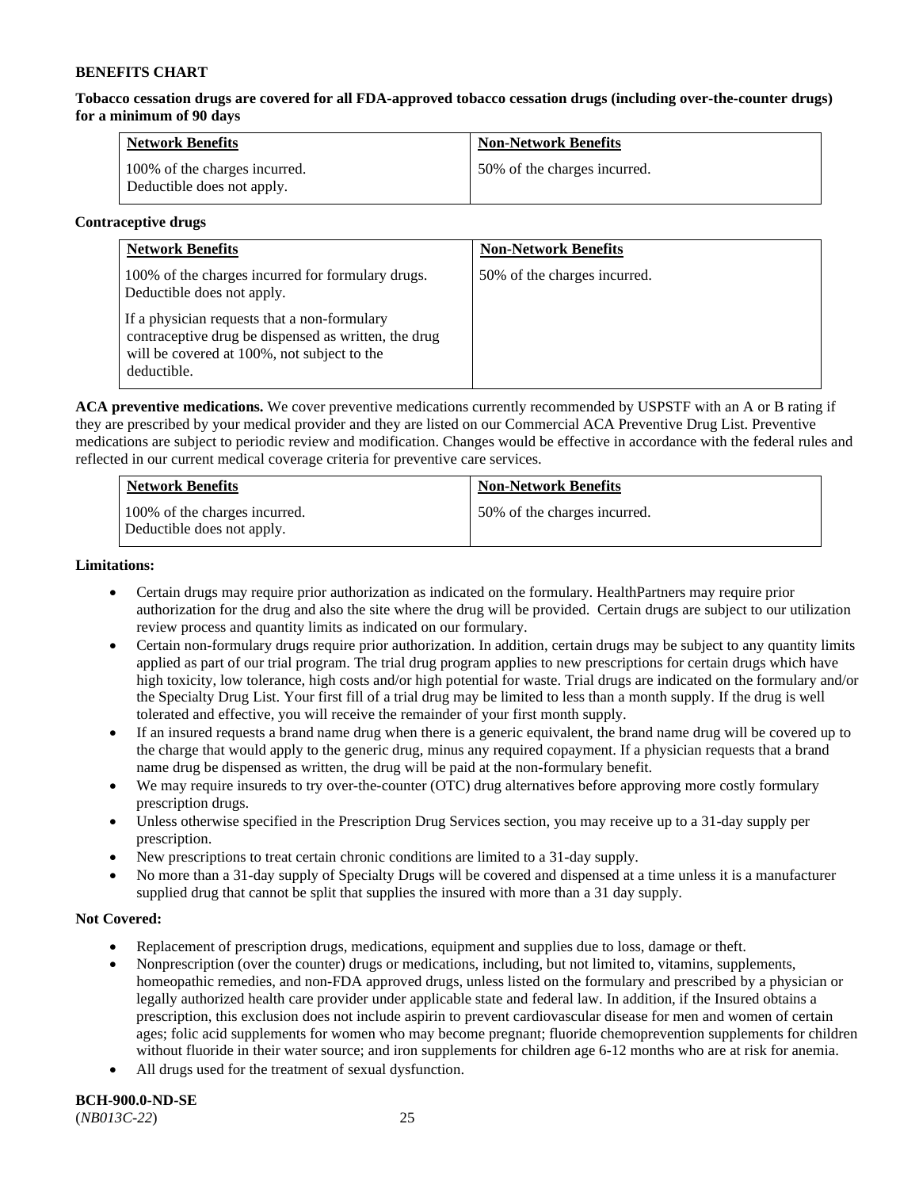**BENEFITS CHART**

**Tobacco cessation drugs are covered for all FDA-approved tobacco cessation drugs (including over-the-counter drugs) for a minimum of 90 days**

| Network Benefits | Non-Network Benefits |
|---|---|
| 100% of the charges incurred. Deductible does not apply. | 50% of the charges incurred. |

**Contraceptive drugs**

| Network Benefits | Non-Network Benefits |
|---|---|
| 100% of the charges incurred for formulary drugs. Deductible does not apply.<br><br>If a physician requests that a non-formulary contraceptive drug be dispensed as written, the drug will be covered at 100%, not subject to the deductible. | 50% of the charges incurred. |

**ACA preventive medications.** We cover preventive medications currently recommended by USPSTF with an A or B rating if they are prescribed by your medical provider and they are listed on our Commercial ACA Preventive Drug List. Preventive medications are subject to periodic review and modification. Changes would be effective in accordance with the federal rules and reflected in our current medical coverage criteria for preventive care services.

| Network Benefits | Non-Network Benefits |
|---|---|
| 100% of the charges incurred. Deductible does not apply. | 50% of the charges incurred. |

**Limitations:**

- Certain drugs may require prior authorization as indicated on the formulary. HealthPartners may require prior authorization for the drug and also the site where the drug will be provided. Certain drugs are subject to our utilization review process and quantity limits as indicated on our formulary.
- Certain non-formulary drugs require prior authorization. In addition, certain drugs may be subject to any quantity limits applied as part of our trial program. The trial drug program applies to new prescriptions for certain drugs which have high toxicity, low tolerance, high costs and/or high potential for waste. Trial drugs are indicated on the formulary and/or the Specialty Drug List. Your first fill of a trial drug may be limited to less than a month supply. If the drug is well tolerated and effective, you will receive the remainder of your first month supply.
- If an insured requests a brand name drug when there is a generic equivalent, the brand name drug will be covered up to the charge that would apply to the generic drug, minus any required copayment. If a physician requests that a brand name drug be dispensed as written, the drug will be paid at the non-formulary benefit.
- We may require insureds to try over-the-counter (OTC) drug alternatives before approving more costly formulary prescription drugs.
- Unless otherwise specified in the Prescription Drug Services section, you may receive up to a 31-day supply per prescription.
- New prescriptions to treat certain chronic conditions are limited to a 31-day supply.
- No more than a 31-day supply of Specialty Drugs will be covered and dispensed at a time unless it is a manufacturer supplied drug that cannot be split that supplies the insured with more than a 31 day supply.

**Not Covered:**

- Replacement of prescription drugs, medications, equipment and supplies due to loss, damage or theft.
- Nonprescription (over the counter) drugs or medications, including, but not limited to, vitamins, supplements, homeopathic remedies, and non-FDA approved drugs, unless listed on the formulary and prescribed by a physician or legally authorized health care provider under applicable state and federal law. In addition, if the Insured obtains a prescription, this exclusion does not include aspirin to prevent cardiovascular disease for men and women of certain ages; folic acid supplements for women who may become pregnant; fluoride chemoprevention supplements for children without fluoride in their water source; and iron supplements for children age 6-12 months who are at risk for anemia.
- All drugs used for the treatment of sexual dysfunction.

**BCH-900.0-ND-SE**
(*NB013C-22*)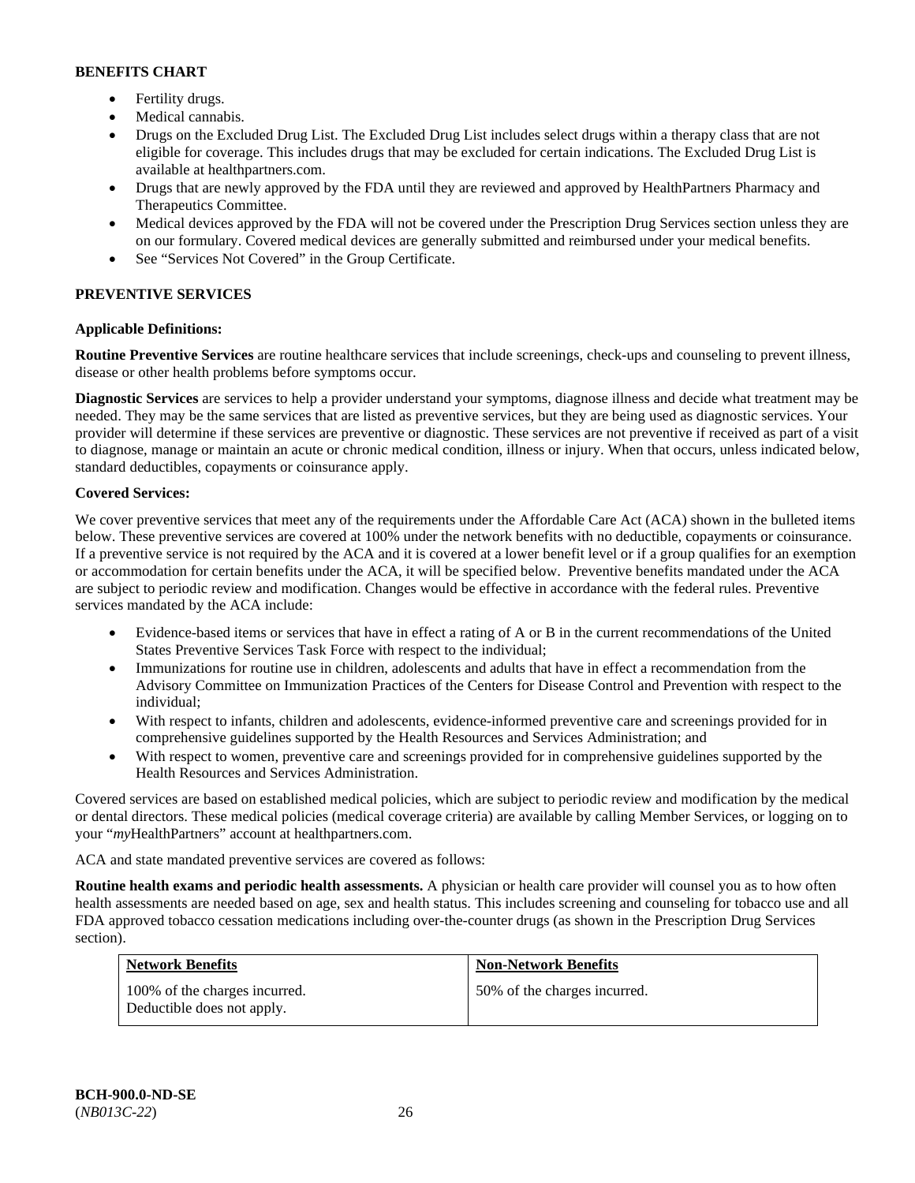**BENEFITS CHART**

- Fertility drugs.
- Medical cannabis.
- Drugs on the Excluded Drug List. The Excluded Drug List includes select drugs within a therapy class that are not eligible for coverage. This includes drugs that may be excluded for certain indications. The Excluded Drug List is available at healthpartners.com.
- Drugs that are newly approved by the FDA until they are reviewed and approved by HealthPartners Pharmacy and Therapeutics Committee.
- Medical devices approved by the FDA will not be covered under the Prescription Drug Services section unless they are on our formulary. Covered medical devices are generally submitted and reimbursed under your medical benefits.
- See "Services Not Covered" in the Group Certificate.

## PREVENTIVE SERVICES

**Applicable Definitions:**

**Routine Preventive Services** are routine healthcare services that include screenings, check-ups and counseling to prevent illness, disease or other health problems before symptoms occur.

**Diagnostic Services** are services to help a provider understand your symptoms, diagnose illness and decide what treatment may be needed. They may be the same services that are listed as preventive services, but they are being used as diagnostic services. Your provider will determine if these services are preventive or diagnostic. These services are not preventive if received as part of a visit to diagnose, manage or maintain an acute or chronic medical condition, illness or injury. When that occurs, unless indicated below, standard deductibles, copayments or coinsurance apply.

**Covered Services:**

We cover preventive services that meet any of the requirements under the Affordable Care Act (ACA) shown in the bulleted items below. These preventive services are covered at 100% under the network benefits with no deductible, copayments or coinsurance. If a preventive service is not required by the ACA and it is covered at a lower benefit level or if a group qualifies for an exemption or accommodation for certain benefits under the ACA, it will be specified below. Preventive benefits mandated under the ACA are subject to periodic review and modification. Changes would be effective in accordance with the federal rules. Preventive services mandated by the ACA include:

- Evidence-based items or services that have in effect a rating of A or B in the current recommendations of the United States Preventive Services Task Force with respect to the individual;
- Immunizations for routine use in children, adolescents and adults that have in effect a recommendation from the Advisory Committee on Immunization Practices of the Centers for Disease Control and Prevention with respect to the individual;
- With respect to infants, children and adolescents, evidence-informed preventive care and screenings provided for in comprehensive guidelines supported by the Health Resources and Services Administration; and
- With respect to women, preventive care and screenings provided for in comprehensive guidelines supported by the Health Resources and Services Administration.

Covered services are based on established medical policies, which are subject to periodic review and modification by the medical or dental directors. These medical policies (medical coverage criteria) are available by calling Member Services, or logging on to your "*my*HealthPartners" account at healthpartners.com.

ACA and state mandated preventive services are covered as follows:

**Routine health exams and periodic health assessments.** A physician or health care provider will counsel you as to how often health assessments are needed based on age, sex and health status. This includes screening and counseling for tobacco use and all FDA approved tobacco cessation medications including over-the-counter drugs (as shown in the Prescription Drug Services section).

| Network Benefits | Non-Network Benefits |
|---|---|
| 100% of the charges incurred. Deductible does not apply. | 50% of the charges incurred. |

BCH-900.0-ND-SE
(*NB013C-22*)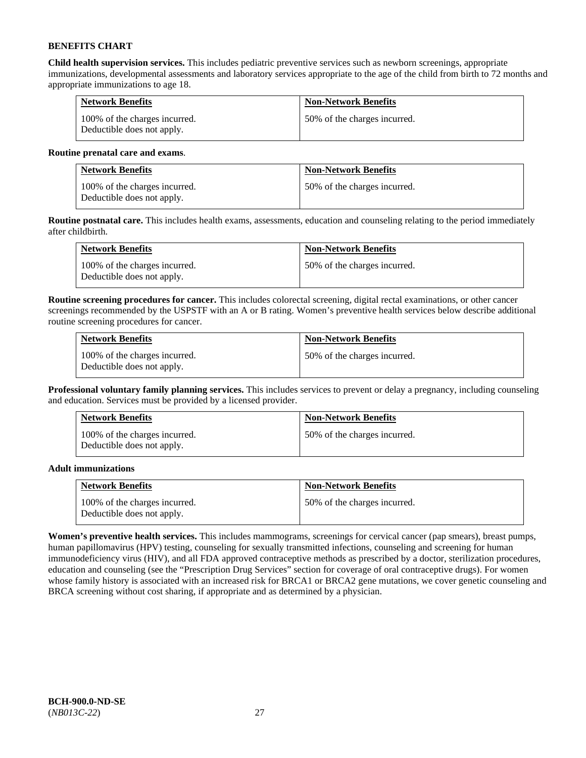**BENEFITS CHART**

**Child health supervision services.** This includes pediatric preventive services such as newborn screenings, appropriate immunizations, developmental assessments and laboratory services appropriate to the age of the child from birth to 72 months and appropriate immunizations to age 18.

| Network Benefits | Non-Network Benefits |
| --- | --- |
| 100% of the charges incurred. Deductible does not apply. | 50% of the charges incurred. |

**Routine prenatal care and exams**.

| Network Benefits | Non-Network Benefits |
| --- | --- |
| 100% of the charges incurred. Deductible does not apply. | 50% of the charges incurred. |

**Routine postnatal care.** This includes health exams, assessments, education and counseling relating to the period immediately after childbirth.

| Network Benefits | Non-Network Benefits |
| --- | --- |
| 100% of the charges incurred. Deductible does not apply. | 50% of the charges incurred. |

**Routine screening procedures for cancer.** This includes colorectal screening, digital rectal examinations, or other cancer screenings recommended by the USPSTF with an A or B rating. Women's preventive health services below describe additional routine screening procedures for cancer.

| Network Benefits | Non-Network Benefits |
| --- | --- |
| 100% of the charges incurred. Deductible does not apply. | 50% of the charges incurred. |

**Professional voluntary family planning services.** This includes services to prevent or delay a pregnancy, including counseling and education. Services must be provided by a licensed provider.

| Network Benefits | Non-Network Benefits |
| --- | --- |
| 100% of the charges incurred. Deductible does not apply. | 50% of the charges incurred. |

**Adult immunizations**

| Network Benefits | Non-Network Benefits |
| --- | --- |
| 100% of the charges incurred. Deductible does not apply. | 50% of the charges incurred. |

**Women's preventive health services.** This includes mammograms, screenings for cervical cancer (pap smears), breast pumps, human papillomavirus (HPV) testing, counseling for sexually transmitted infections, counseling and screening for human immunodeficiency virus (HIV), and all FDA approved contraceptive methods as prescribed by a doctor, sterilization procedures, education and counseling (see the "Prescription Drug Services" section for coverage of oral contraceptive drugs). For women whose family history is associated with an increased risk for BRCA1 or BRCA2 gene mutations, we cover genetic counseling and BRCA screening without cost sharing, if appropriate and as determined by a physician.

**BCH-900.0-ND-SE**
(*NB013C-22*)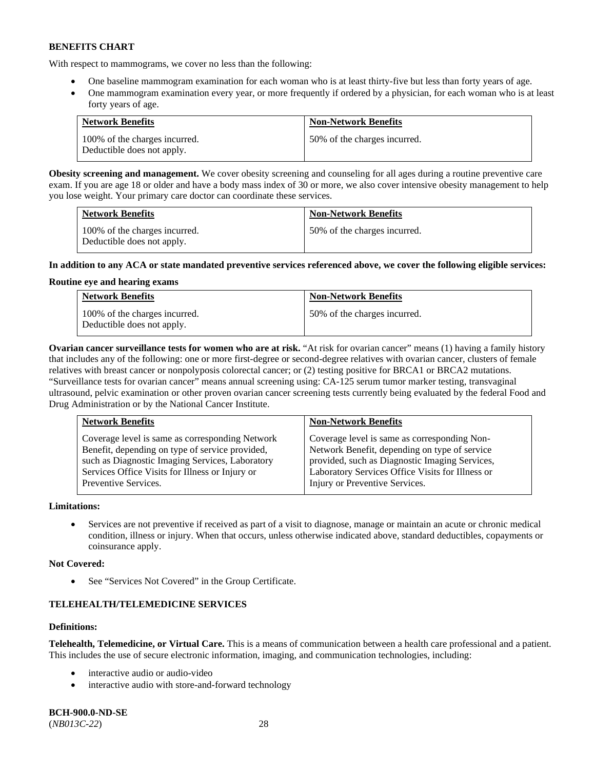**BENEFITS CHART**

With respect to mammograms, we cover no less than the following:

- One baseline mammogram examination for each woman who is at least thirty-five but less than forty years of age.
- One mammogram examination every year, or more frequently if ordered by a physician, for each woman who is at least forty years of age.

| Network Benefits | Non-Network Benefits |
|---|---|
| 100% of the charges incurred. Deductible does not apply. | 50% of the charges incurred. |

**Obesity screening and management.** We cover obesity screening and counseling for all ages during a routine preventive care exam. If you are age 18 or older and have a body mass index of 30 or more, we also cover intensive obesity management to help you lose weight. Your primary care doctor can coordinate these services.

| Network Benefits | Non-Network Benefits |
|---|---|
| 100% of the charges incurred. Deductible does not apply. | 50% of the charges incurred. |

**In addition to any ACA or state mandated preventive services referenced above, we cover the following eligible services:**

**Routine eye and hearing exams**

| Network Benefits | Non-Network Benefits |
|---|---|
| 100% of the charges incurred. Deductible does not apply. | 50% of the charges incurred. |

**Ovarian cancer surveillance tests for women who are at risk.** "At risk for ovarian cancer" means (1) having a family history that includes any of the following: one or more first-degree or second-degree relatives with ovarian cancer, clusters of female relatives with breast cancer or nonpolyposis colorectal cancer; or (2) testing positive for BRCA1 or BRCA2 mutations. "Surveillance tests for ovarian cancer" means annual screening using: CA-125 serum tumor marker testing, transvaginal ultrasound, pelvic examination or other proven ovarian cancer screening tests currently being evaluated by the federal Food and Drug Administration or by the National Cancer Institute.

| Network Benefits | Non-Network Benefits |
|---|---|
| Coverage level is same as corresponding Network Benefit, depending on type of service provided, such as Diagnostic Imaging Services, Laboratory Services Office Visits for Illness or Injury or Preventive Services. | Coverage level is same as corresponding Non-Network Benefit, depending on type of service provided, such as Diagnostic Imaging Services, Laboratory Services Office Visits for Illness or Injury or Preventive Services. |

**Limitations:**

- Services are not preventive if received as part of a visit to diagnose, manage or maintain an acute or chronic medical condition, illness or injury. When that occurs, unless otherwise indicated above, standard deductibles, copayments or coinsurance apply.

**Not Covered:**

- See "Services Not Covered" in the Group Certificate.

**TELEHEALTH/TELEMEDICINE SERVICES**

**Definitions:**

**Telehealth, Telemedicine, or Virtual Care.** This is a means of communication between a health care professional and a patient. This includes the use of secure electronic information, imaging, and communication technologies, including:

- interactive audio or audio-video
- interactive audio with store-and-forward technology

**BCH-900.0-ND-SE**
(*NB013C-22*)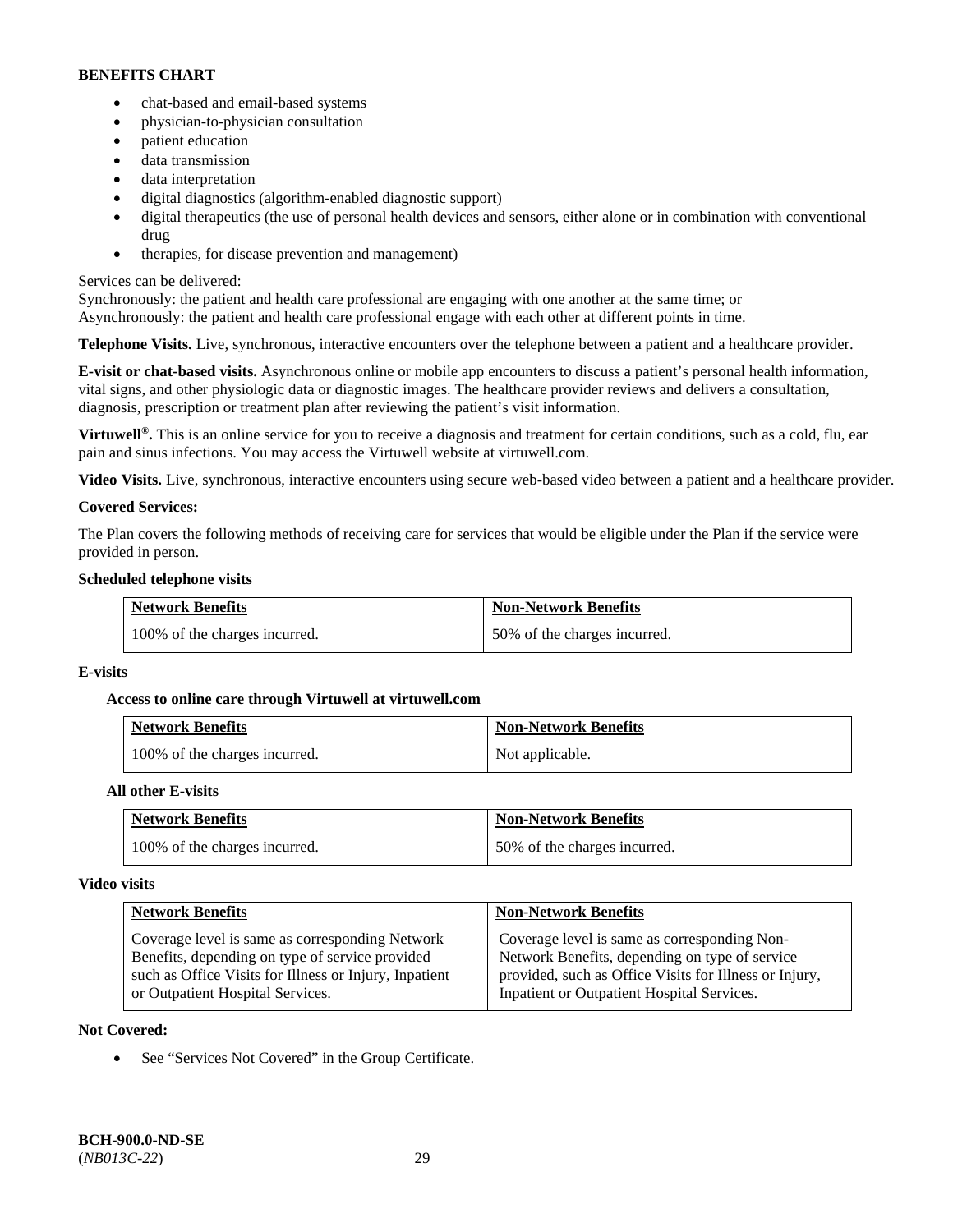**BENEFITS CHART**

- chat-based and email-based systems
- physician-to-physician consultation
- patient education
- data transmission
- data interpretation
- digital diagnostics (algorithm-enabled diagnostic support)
- digital therapeutics (the use of personal health devices and sensors, either alone or in combination with conventional drug
- therapies, for disease prevention and management)

Services can be delivered:
Synchronously: the patient and health care professional are engaging with one another at the same time; or
Asynchronously: the patient and health care professional engage with each other at different points in time.

**Telephone Visits.** Live, synchronous, interactive encounters over the telephone between a patient and a healthcare provider.

**E-visit or chat-based visits.** Asynchronous online or mobile app encounters to discuss a patient's personal health information, vital signs, and other physiologic data or diagnostic images. The healthcare provider reviews and delivers a consultation, diagnosis, prescription or treatment plan after reviewing the patient's visit information.

**Virtuwell®.** This is an online service for you to receive a diagnosis and treatment for certain conditions, such as a cold, flu, ear pain and sinus infections. You may access the Virtuwell website at virtuwell.com.

**Video Visits.** Live, synchronous, interactive encounters using secure web-based video between a patient and a healthcare provider.

**Covered Services:**

The Plan covers the following methods of receiving care for services that would be eligible under the Plan if the service were provided in person.

**Scheduled telephone visits**

| Network Benefits | Non-Network Benefits |
|---|---|
| 100% of the charges incurred. | 50% of the charges incurred. |

**E-visits**

**Access to online care through Virtuwell at virtuwell.com**

| Network Benefits | Non-Network Benefits |
|---|---|
| 100% of the charges incurred. | Not applicable. |

**All other E-visits**

| Network Benefits | Non-Network Benefits |
|---|---|
| 100% of the charges incurred. | 50% of the charges incurred. |

**Video visits**

| Network Benefits | Non-Network Benefits |
|---|---|
| Coverage level is same as corresponding Network Benefits, depending on type of service provided such as Office Visits for Illness or Injury, Inpatient or Outpatient Hospital Services. | Coverage level is same as corresponding Non-Network Benefits, depending on type of service provided, such as Office Visits for Illness or Injury, Inpatient or Outpatient Hospital Services. |

**Not Covered:**

- See "Services Not Covered" in the Group Certificate.

**BCH-900.0-ND-SE**
(*NB013C-22*)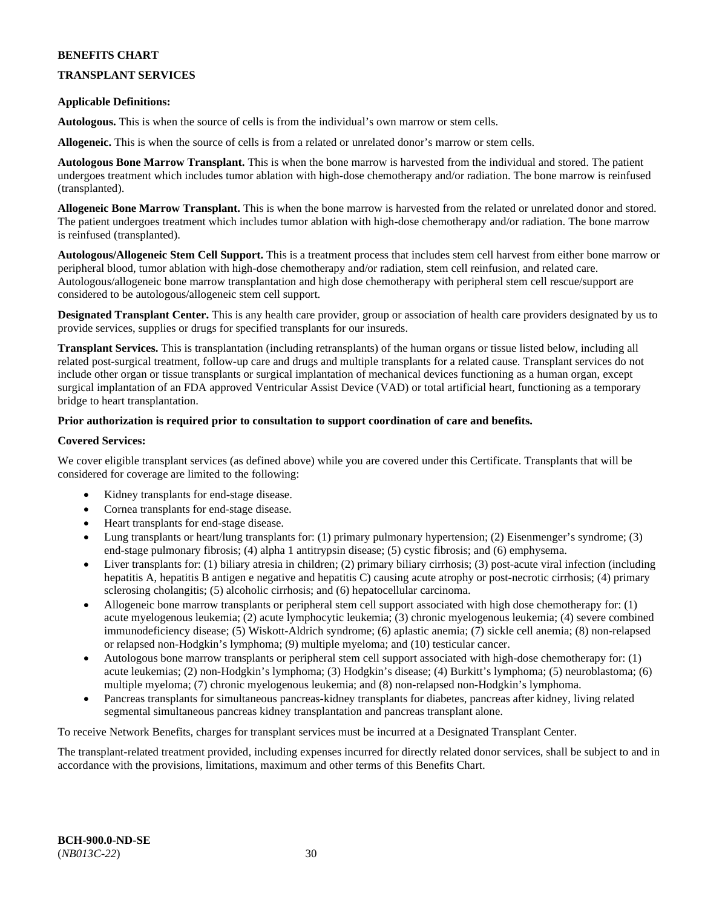**BENEFITS CHART**

**TRANSPLANT SERVICES**

**Applicable Definitions:**

**Autologous.** This is when the source of cells is from the individual's own marrow or stem cells.

**Allogeneic.** This is when the source of cells is from a related or unrelated donor's marrow or stem cells.

**Autologous Bone Marrow Transplant.** This is when the bone marrow is harvested from the individual and stored. The patient undergoes treatment which includes tumor ablation with high-dose chemotherapy and/or radiation. The bone marrow is reinfused (transplanted).

**Allogeneic Bone Marrow Transplant.** This is when the bone marrow is harvested from the related or unrelated donor and stored. The patient undergoes treatment which includes tumor ablation with high-dose chemotherapy and/or radiation. The bone marrow is reinfused (transplanted).

**Autologous/Allogeneic Stem Cell Support.** This is a treatment process that includes stem cell harvest from either bone marrow or peripheral blood, tumor ablation with high-dose chemotherapy and/or radiation, stem cell reinfusion, and related care. Autologous/allogeneic bone marrow transplantation and high dose chemotherapy with peripheral stem cell rescue/support are considered to be autologous/allogeneic stem cell support.

**Designated Transplant Center.** This is any health care provider, group or association of health care providers designated by us to provide services, supplies or drugs for specified transplants for our insureds.

**Transplant Services.** This is transplantation (including retransplants) of the human organs or tissue listed below, including all related post-surgical treatment, follow-up care and drugs and multiple transplants for a related cause. Transplant services do not include other organ or tissue transplants or surgical implantation of mechanical devices functioning as a human organ, except surgical implantation of an FDA approved Ventricular Assist Device (VAD) or total artificial heart, functioning as a temporary bridge to heart transplantation.

**Prior authorization is required prior to consultation to support coordination of care and benefits.**

**Covered Services:**

We cover eligible transplant services (as defined above) while you are covered under this Certificate. Transplants that will be considered for coverage are limited to the following:

- Kidney transplants for end-stage disease.
- Cornea transplants for end-stage disease.
- Heart transplants for end-stage disease.
- Lung transplants or heart/lung transplants for: (1) primary pulmonary hypertension; (2) Eisenmenger's syndrome; (3) end-stage pulmonary fibrosis; (4) alpha 1 antitrypsin disease; (5) cystic fibrosis; and (6) emphysema.
- Liver transplants for: (1) biliary atresia in children; (2) primary biliary cirrhosis; (3) post-acute viral infection (including hepatitis A, hepatitis B antigen e negative and hepatitis C) causing acute atrophy or post-necrotic cirrhosis; (4) primary sclerosing cholangitis; (5) alcoholic cirrhosis; and (6) hepatocellular carcinoma.
- Allogeneic bone marrow transplants or peripheral stem cell support associated with high dose chemotherapy for: (1) acute myelogenous leukemia; (2) acute lymphocytic leukemia; (3) chronic myelogenous leukemia; (4) severe combined immunodeficiency disease; (5) Wiskott-Aldrich syndrome; (6) aplastic anemia; (7) sickle cell anemia; (8) non-relapsed or relapsed non-Hodgkin's lymphoma; (9) multiple myeloma; and (10) testicular cancer.
- Autologous bone marrow transplants or peripheral stem cell support associated with high-dose chemotherapy for: (1) acute leukemias; (2) non-Hodgkin's lymphoma; (3) Hodgkin's disease; (4) Burkitt's lymphoma; (5) neuroblastoma; (6) multiple myeloma; (7) chronic myelogenous leukemia; and (8) non-relapsed non-Hodgkin's lymphoma.
- Pancreas transplants for simultaneous pancreas-kidney transplants for diabetes, pancreas after kidney, living related segmental simultaneous pancreas kidney transplantation and pancreas transplant alone.

To receive Network Benefits, charges for transplant services must be incurred at a Designated Transplant Center.

The transplant-related treatment provided, including expenses incurred for directly related donor services, shall be subject to and in accordance with the provisions, limitations, maximum and other terms of this Benefits Chart.

**BCH-900.0-ND-SE**
(*NB013C-22*)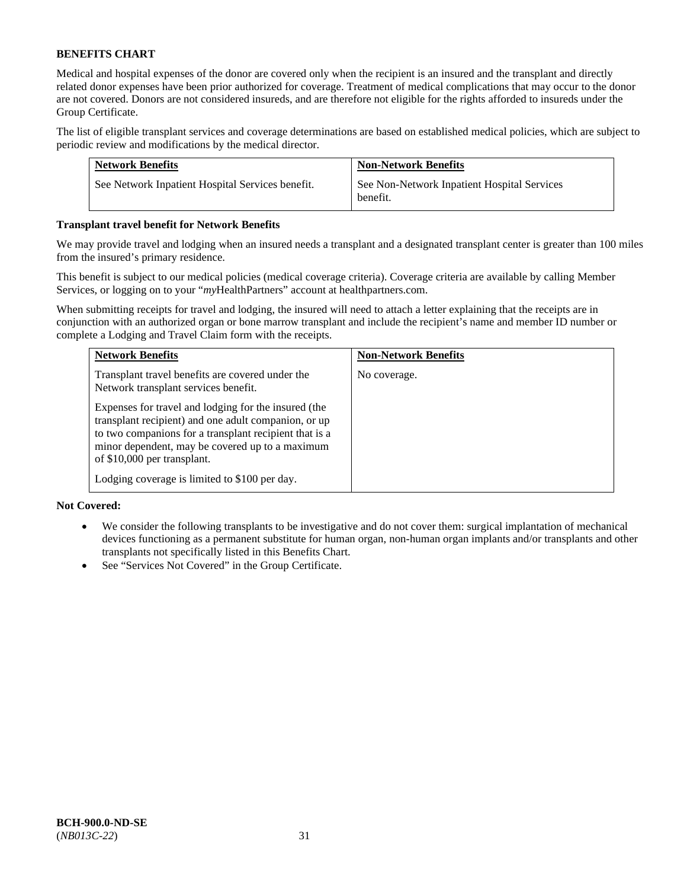**BENEFITS CHART**

Medical and hospital expenses of the donor are covered only when the recipient is an insured and the transplant and directly related donor expenses have been prior authorized for coverage. Treatment of medical complications that may occur to the donor are not covered. Donors are not considered insureds, and are therefore not eligible for the rights afforded to insureds under the Group Certificate.

The list of eligible transplant services and coverage determinations are based on established medical policies, which are subject to periodic review and modifications by the medical director.

| Network Benefits | Non-Network Benefits |
|---|---|
| See Network Inpatient Hospital Services benefit. | See Non-Network Inpatient Hospital Services benefit. |

**Transplant travel benefit for Network Benefits**

We may provide travel and lodging when an insured needs a transplant and a designated transplant center is greater than 100 miles from the insured's primary residence.

This benefit is subject to our medical policies (medical coverage criteria). Coverage criteria are available by calling Member Services, or logging on to your "*my*HealthPartners" account at healthpartners.com.

When submitting receipts for travel and lodging, the insured will need to attach a letter explaining that the receipts are in conjunction with an authorized organ or bone marrow transplant and include the recipient's name and member ID number or complete a Lodging and Travel Claim form with the receipts.

| Network Benefits | Non-Network Benefits |
|---|---|
| Transplant travel benefits are covered under the Network transplant services benefit.<br><br>Expenses for travel and lodging for the insured (the transplant recipient) and one adult companion, or up to two companions for a transplant recipient that is a minor dependent, may be covered up to a maximum of $10,000 per transplant.<br><br>Lodging coverage is limited to $100 per day. | No coverage. |

**Not Covered:**

- We consider the following transplants to be investigative and do not cover them: surgical implantation of mechanical devices functioning as a permanent substitute for human organ, non-human organ implants and/or transplants and other transplants not specifically listed in this Benefits Chart.
- See "Services Not Covered" in the Group Certificate.

**BCH-900.0-ND-SE**
(*NB013C-22*)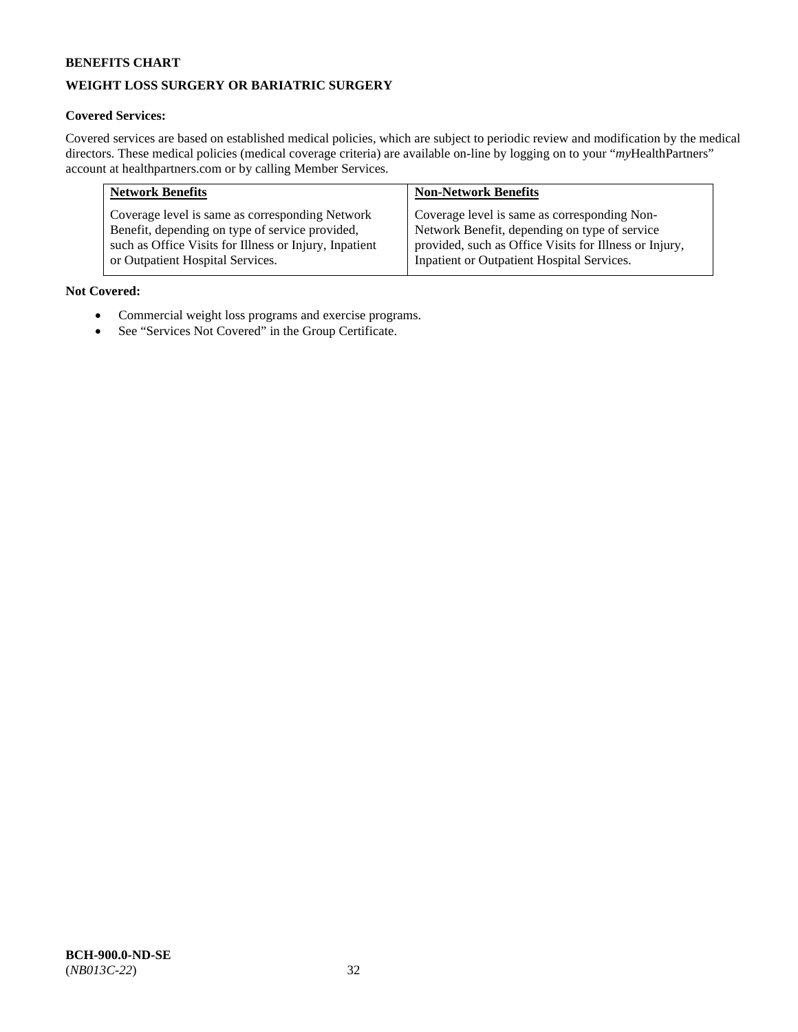**BENEFITS CHART**

**WEIGHT LOSS SURGERY OR BARIATRIC SURGERY**

**Covered Services:**

Covered services are based on established medical policies, which are subject to periodic review and modification by the medical directors. These medical policies (medical coverage criteria) are available on-line by logging on to your "*my*HealthPartners" account at healthpartners.com or by calling Member Services.

| **Network Benefits** | **Non-Network Benefits** |
|---|---|
| Coverage level is same as corresponding Network Benefit, depending on type of service provided, such as Office Visits for Illness or Injury, Inpatient or Outpatient Hospital Services. | Coverage level is same as corresponding Non-Network Benefit, depending on type of service provided, such as Office Visits for Illness or Injury, Inpatient or Outpatient Hospital Services. |

**Not Covered:**

- Commercial weight loss programs and exercise programs.
- See "Services Not Covered" in the Group Certificate.

**BCH-900.0-ND-SE**
(*NB013C-22*)